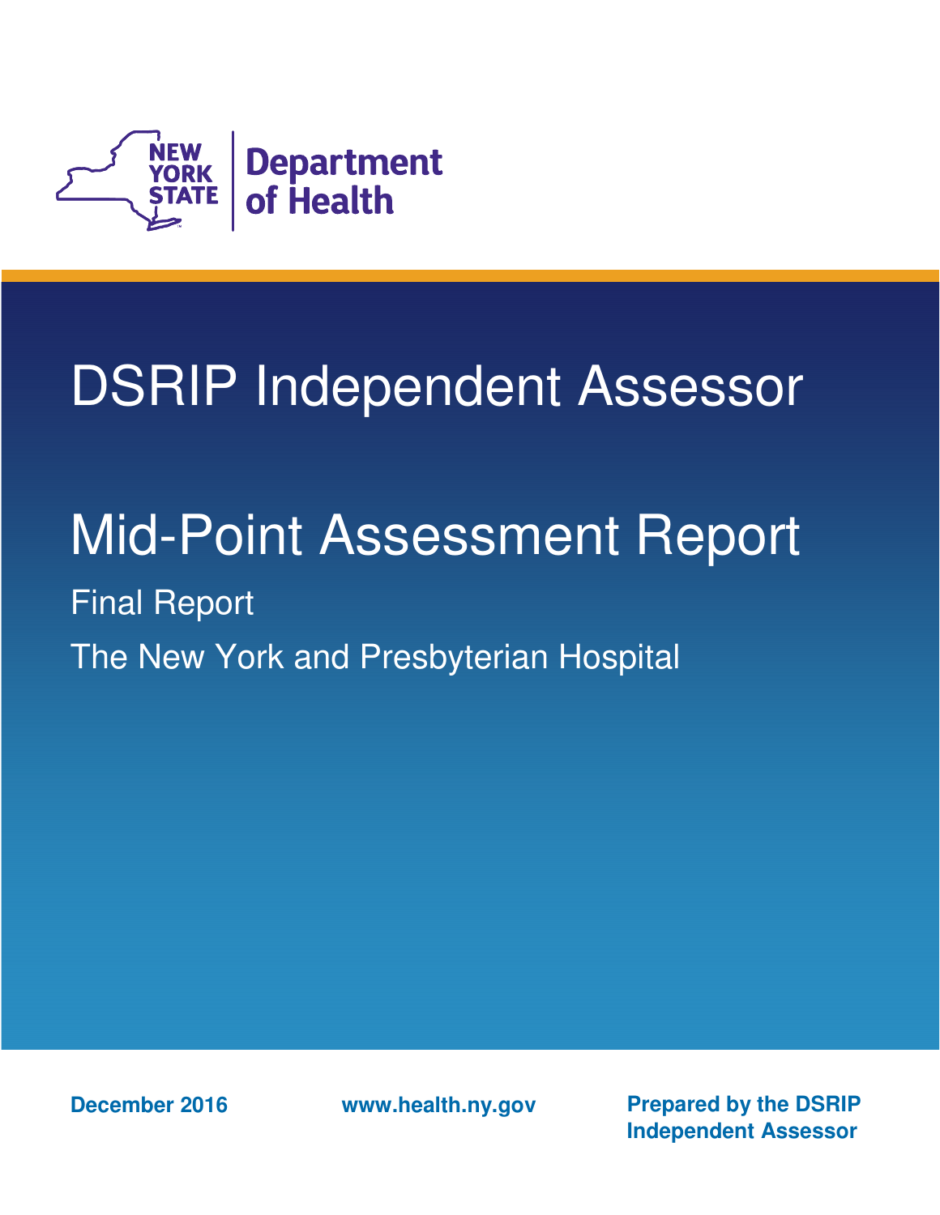NEW YORK STATE | Department of Health

# DSRIP Independent Assessor

# Mid-Point Assessment Report

Final Report

The New York and Presbyterian Hospital

December 2016

www.health.ny.gov

Prepared by the DSRIP Independent Assessor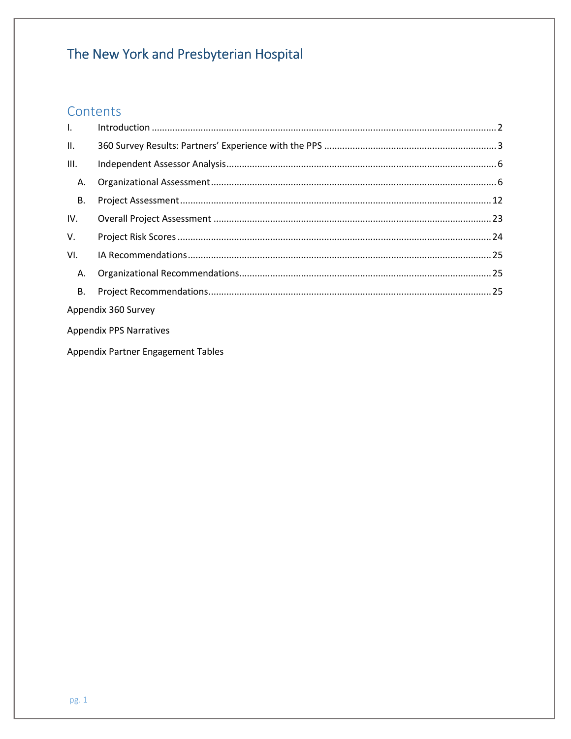# The New York and Presbyterian Hospital

## Contents

- I. Introduction ..... 2
- II. 360 Survey Results: Partners' Experience with the PPS ..... 3
- III. Independent Assessor Analysis ..... 6
  - A. Organizational Assessment ..... 6
  - B. Project Assessment ..... 12
- IV. Overall Project Assessment ..... 23
- V. Project Risk Scores ..... 24
- VI. IA Recommendations ..... 25
  - A. Organizational Recommendations ..... 25
  - B. Project Recommendations ..... 25

Appendix 360 Survey

Appendix PPS Narratives

Appendix Partner Engagement Tables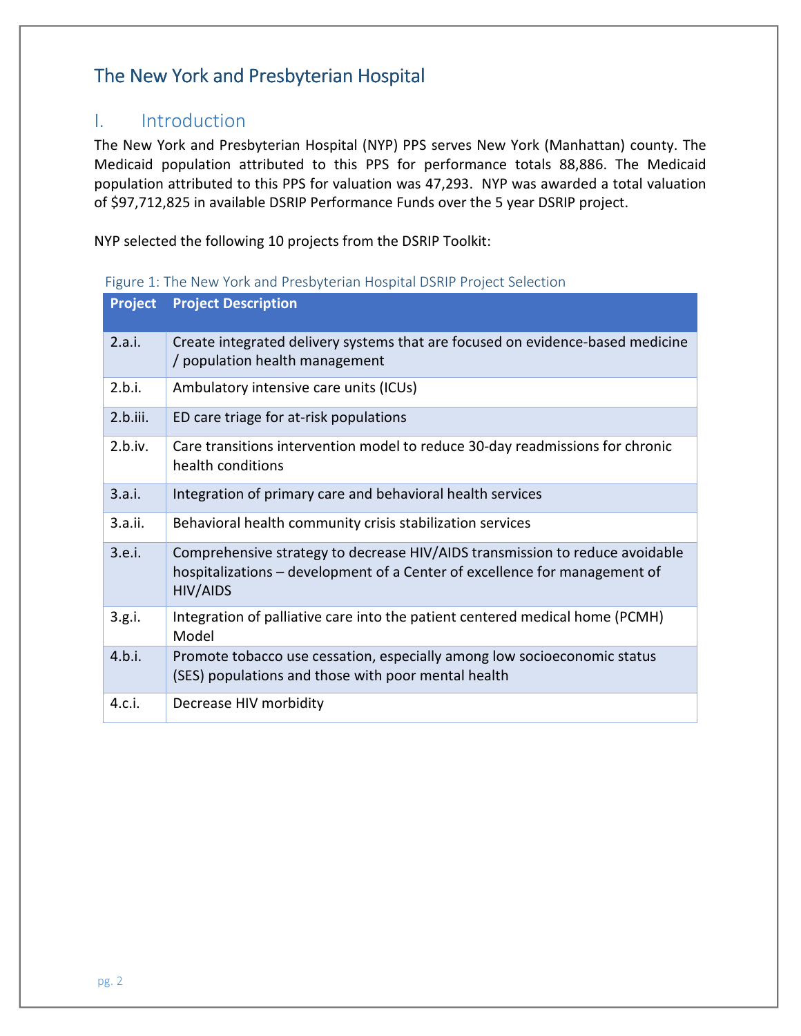# The New York and Presbyterian Hospital

## I. Introduction

The New York and Presbyterian Hospital (NYP) PPS serves New York (Manhattan) county. The Medicaid population attributed to this PPS for performance totals 88,886. The Medicaid population attributed to this PPS for valuation was 47,293. NYP was awarded a total valuation of $97,712,825 in available DSRIP Performance Funds over the 5 year DSRIP project.

NYP selected the following 10 projects from the DSRIP Toolkit:

Figure 1: The New York and Presbyterian Hospital DSRIP Project Selection

| Project | Project Description |
|---|---|
| 2.a.i. | Create integrated delivery systems that are focused on evidence-based medicine / population health management |
| 2.b.i. | Ambulatory intensive care units (ICUs) |
| 2.b.iii. | ED care triage for at-risk populations |
| 2.b.iv. | Care transitions intervention model to reduce 30-day readmissions for chronic health conditions |
| 3.a.i. | Integration of primary care and behavioral health services |
| 3.a.ii. | Behavioral health community crisis stabilization services |
| 3.e.i. | Comprehensive strategy to decrease HIV/AIDS transmission to reduce avoidable hospitalizations – development of a Center of excellence for management of HIV/AIDS |
| 3.g.i. | Integration of palliative care into the patient centered medical home (PCMH) Model |
| 4.b.i. | Promote tobacco use cessation, especially among low socioeconomic status (SES) populations and those with poor mental health |
| 4.c.i. | Decrease HIV morbidity |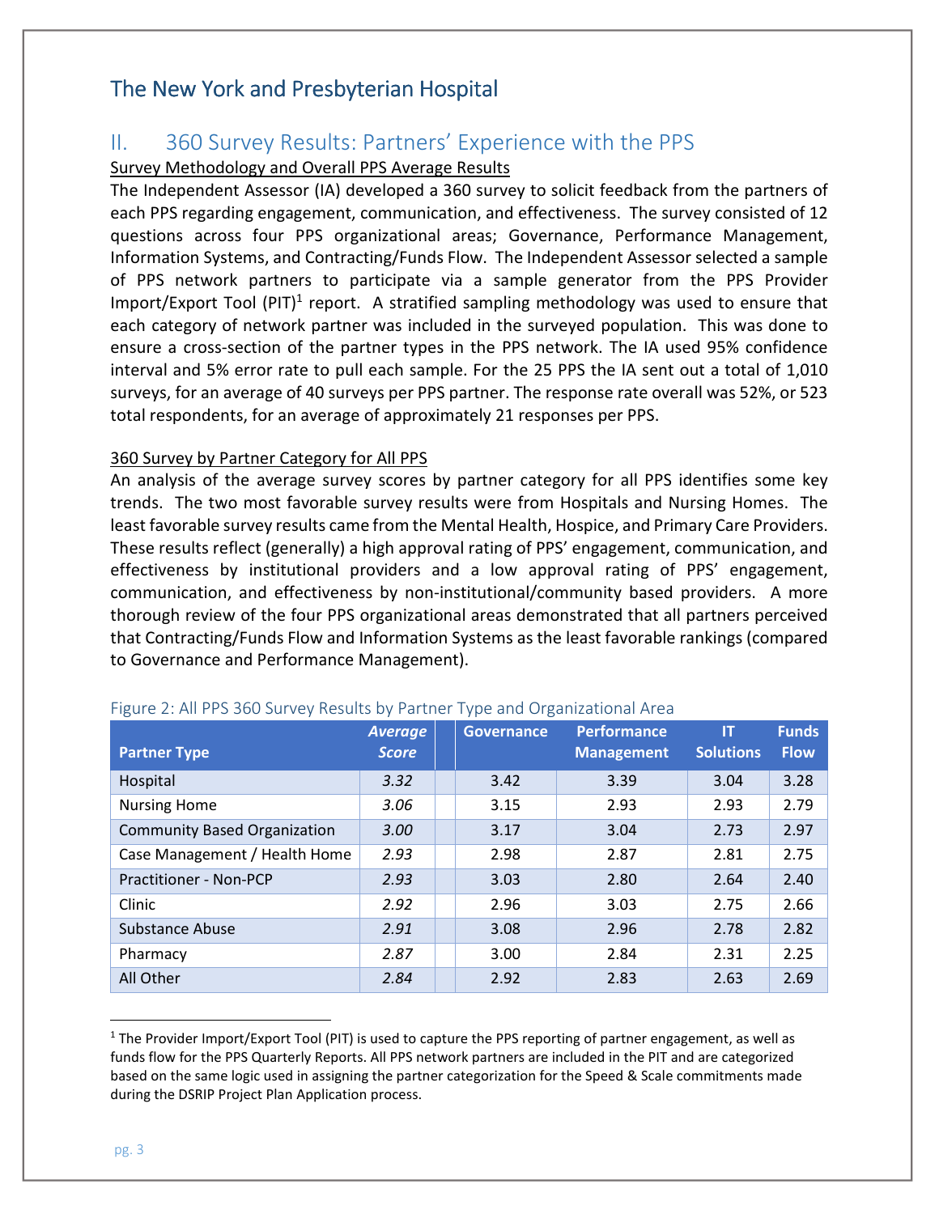# The New York and Presbyterian Hospital

## II. 360 Survey Results: Partners' Experience with the PPS

Survey Methodology and Overall PPS Average Results

The Independent Assessor (IA) developed a 360 survey to solicit feedback from the partners of each PPS regarding engagement, communication, and effectiveness. The survey consisted of 12 questions across four PPS organizational areas; Governance, Performance Management, Information Systems, and Contracting/Funds Flow. The Independent Assessor selected a sample of PPS network partners to participate via a sample generator from the PPS Provider Import/Export Tool (PIT)[1] report. A stratified sampling methodology was used to ensure that each category of network partner was included in the surveyed population. This was done to ensure a cross-section of the partner types in the PPS network. The IA used 95% confidence interval and 5% error rate to pull each sample. For the 25 PPS the IA sent out a total of 1,010 surveys, for an average of 40 surveys per PPS partner. The response rate overall was 52%, or 523 total respondents, for an average of approximately 21 responses per PPS.

360 Survey by Partner Category for All PPS

An analysis of the average survey scores by partner category for all PPS identifies some key trends. The two most favorable survey results were from Hospitals and Nursing Homes. The least favorable survey results came from the Mental Health, Hospice, and Primary Care Providers. These results reflect (generally) a high approval rating of PPS' engagement, communication, and effectiveness by institutional providers and a low approval rating of PPS' engagement, communication, and effectiveness by non-institutional/community based providers. A more thorough review of the four PPS organizational areas demonstrated that all partners perceived that Contracting/Funds Flow and Information Systems as the least favorable rankings (compared to Governance and Performance Management).

Figure 2: All PPS 360 Survey Results by Partner Type and Organizational Area

| Partner Type | *Average Score* | Governance | Performance Management | IT Solutions | Funds Flow |
|---|---|---|---|---|---|
| Hospital | *3.32* | 3.42 | 3.39 | 3.04 | 3.28 |
| Nursing Home | *3.06* | 3.15 | 2.93 | 2.93 | 2.79 |
| Community Based Organization | *3.00* | 3.17 | 3.04 | 2.73 | 2.97 |
| Case Management / Health Home | *2.93* | 2.98 | 2.87 | 2.81 | 2.75 |
| Practitioner - Non-PCP | *2.93* | 3.03 | 2.80 | 2.64 | 2.40 |
| Clinic | *2.92* | 2.96 | 3.03 | 2.75 | 2.66 |
| Substance Abuse | *2.91* | 3.08 | 2.96 | 2.78 | 2.82 |
| Pharmacy | *2.87* | 3.00 | 2.84 | 2.31 | 2.25 |
| All Other | *2.84* | 2.92 | 2.83 | 2.63 | 2.69 |

[1] The Provider Import/Export Tool (PIT) is used to capture the PPS reporting of partner engagement, as well as funds flow for the PPS Quarterly Reports. All PPS network partners are included in the PIT and are categorized based on the same logic used in assigning the partner categorization for the Speed & Scale commitments made during the DSRIP Project Plan Application process.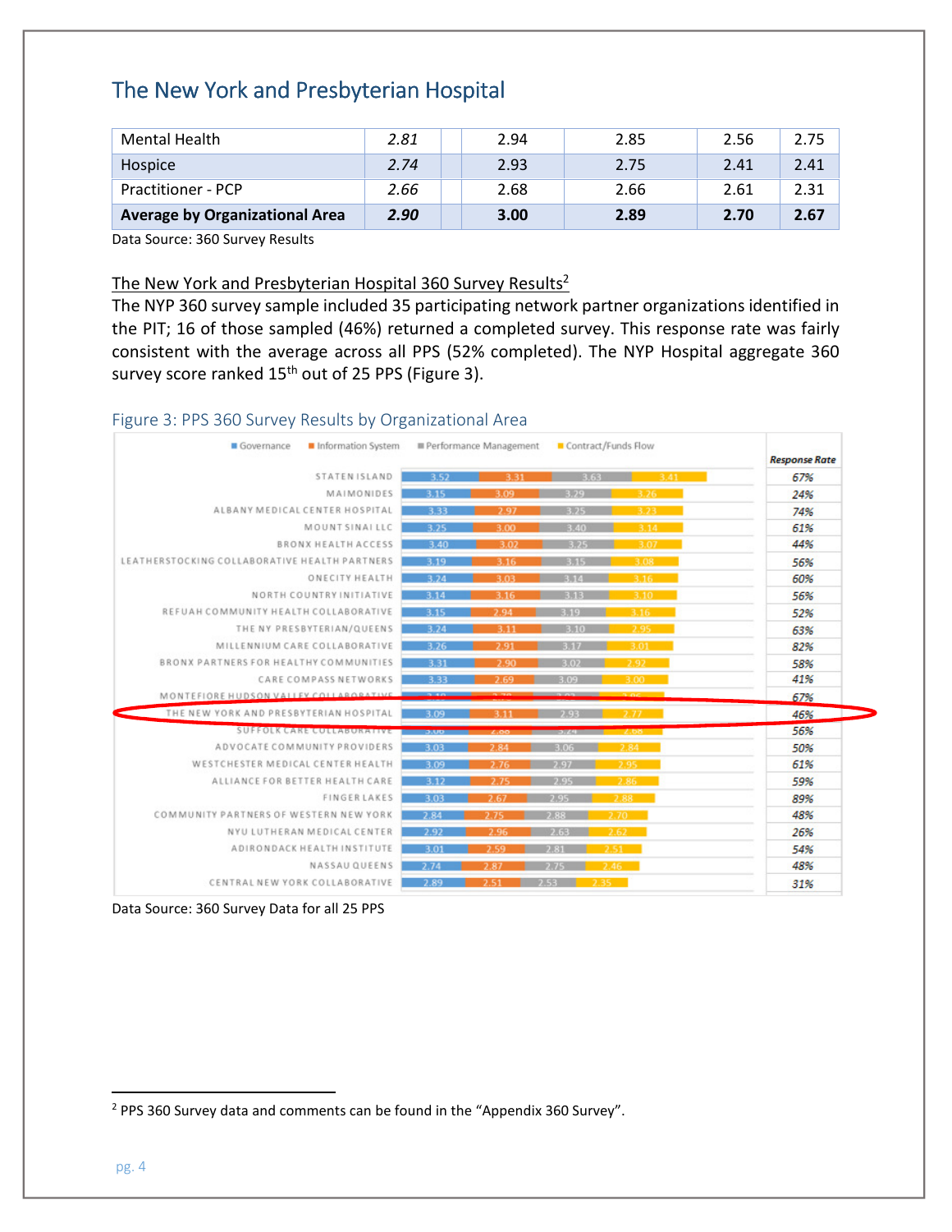## The New York and Presbyterian Hospital

| | | | | | | |
|---|---|---|---|---|---|---|
| Mental Health | *2.81* | | 2.94 | 2.85 | 2.56 | 2.75 |
| Hospice | *2.74* | | 2.93 | 2.75 | 2.41 | 2.41 |
| Practitioner - PCP | *2.66* | | 2.68 | 2.66 | 2.61 | 2.31 |
| **Average by Organizational Area** | ***2.90*** | | **3.00** | **2.89** | **2.70** | **2.67** |

Data Source: 360 Survey Results

The New York and Presbyterian Hospital 360 Survey Results[2]

The NYP 360 survey sample included 35 participating network partner organizations identified in the PIT; 16 of those sampled (46%) returned a completed survey. This response rate was fairly consistent with the average across all PPS (52% completed). The NYP Hospital aggregate 360 survey score ranked 15th out of 25 PPS (Figure 3).

### Figure 3: PPS 360 Survey Results by Organizational Area

| PPS | Governance | Information System | Performance Management | Contract/Funds Flow | Response Rate |
|---|---|---|---|---|---|
| STATEN ISLAND | 3.52 | 3.31 | 3.63 | 3.41 | 67% |
| MAIMONIDES | 3.15 | 3.09 | 3.29 | 3.26 | 24% |
| ALBANY MEDICAL CENTER HOSPITAL | 3.33 | 2.97 | 3.25 | 3.23 | 74% |
| MOUNT SINAI LLC | 3.25 | 3.00 | 3.40 | 3.14 | 61% |
| BRONX HEALTH ACCESS | 3.40 | 3.02 | 3.25 | 3.07 | 44% |
| LEATHERSTOCKING COLLABORATIVE HEALTH PARTNERS | 3.19 | 3.16 | 3.15 | 3.08 | 56% |
| ONECITY HEALTH | 3.24 | 3.03 | 3.14 | 3.16 | 60% |
| NORTH COUNTRY INITIATIVE | 3.14 | 3.16 | 3.13 | 3.10 | 56% |
| REFUAH COMMUNITY HEALTH COLLABORATIVE | 3.15 | 2.94 | 3.19 | 3.16 | 52% |
| THE NY PRESBYTERIAN/QUEENS | 3.24 | 3.11 | 3.10 | 2.95 | 63% |
| MILLENNIUM CARE COLLABORATIVE | 3.26 | 2.91 | 3.17 | 3.01 | 82% |
| BRONX PARTNERS FOR HEALTHY COMMUNITIES | 3.31 | 2.90 | 3.02 | 2.92 | 58% |
| CARE COMPASS NETWORKS | 3.33 | 2.69 | 3.09 | 3.00 | 41% |
| MONTEFIORE HUDSON VALLEY COLLABORATIVE | 3.10 | 2.79 | 3.03 | 2.86 | 67% |
| THE NEW YORK AND PRESBYTERIAN HOSPITAL | 3.09 | 3.11 | 2.93 | 2.77 | 46% |
| SUFFOLK CARE COLLABORATIVE | 3.06 | 2.88 | 3.24 | 2.88 | 56% |
| ADVOCATE COMMUNITY PROVIDERS | 3.03 | 2.84 | 3.06 | 2.84 | 50% |
| WESTCHESTER MEDICAL CENTER HEALTH | 3.09 | 2.76 | 2.97 | 2.95 | 61% |
| ALLIANCE FOR BETTER HEALTH CARE | 3.12 | 2.75 | 2.95 | 2.86 | 59% |
| FINGER LAKES | 3.03 | 2.67 | 2.95 | 2.88 | 89% |
| COMMUNITY PARTNERS OF WESTERN NEW YORK | 2.84 | 2.75 | 2.88 | 2.70 | 48% |
| NYU LUTHERAN MEDICAL CENTER | 2.92 | 2.96 | 2.63 | 2.62 | 26% |
| ADIRONDACK HEALTH INSTITUTE | 3.01 | 2.59 | 2.81 | 2.51 | 54% |
| NASSAU QUEENS | 2.74 | 2.87 | 2.75 | 2.46 | 48% |
| CENTRAL NEW YORK COLLABORATIVE | 2.89 | 2.51 | 2.53 | 2.35 | 31% |

Data Source: 360 Survey Data for all 25 PPS

---

[2] PPS 360 Survey data and comments can be found in the "Appendix 360 Survey".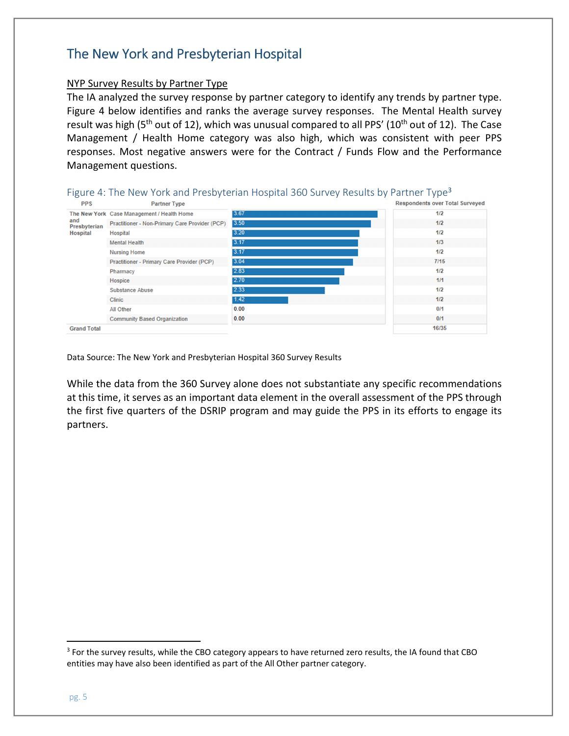## The New York and Presbyterian Hospital

NYP Survey Results by Partner Type

The IA analyzed the survey response by partner category to identify any trends by partner type. Figure 4 below identifies and ranks the average survey responses. The Mental Health survey result was high (5th out of 12), which was unusual compared to all PPS' (10th out of 12). The Case Management / Health Home category was also high, which was consistent with peer PPS responses. Most negative answers were for the Contract / Funds Flow and the Performance Management questions.

Figure 4: The New York and Presbyterian Hospital 360 Survey Results by Partner Type[3]

| PPS | Partner Type | Average Score | Respondents over Total Surveyed |
|---|---|---|---|
| The New York and Presbyterian Hospital | Case Management / Health Home | 3.67 | 1/2 |
| | Practitioner - Non-Primary Care Provider (PCP) | 3.50 | 1/2 |
| | Hospital | 3.20 | 1/2 |
| | Mental Health | 3.17 | 1/3 |
| | Nursing Home | 3.17 | 1/2 |
| | Practitioner - Primary Care Provider (PCP) | 3.04 | 7/15 |
| | Pharmacy | 2.83 | 1/2 |
| | Hospice | 2.70 | 1/1 |
| | Substance Abuse | 2.33 | 1/2 |
| | Clinic | 1.42 | 1/2 |
| | All Other | 0.00 | 0/1 |
| | Community Based Organization | 0.00 | 0/1 |
| Grand Total | | | 16/35 |

Data Source: The New York and Presbyterian Hospital 360 Survey Results

While the data from the 360 Survey alone does not substantiate any specific recommendations at this time, it serves as an important data element in the overall assessment of the PPS through the first five quarters of the DSRIP program and may guide the PPS in its efforts to engage its partners.

[3] For the survey results, while the CBO category appears to have returned zero results, the IA found that CBO entities may have also been identified as part of the All Other partner category.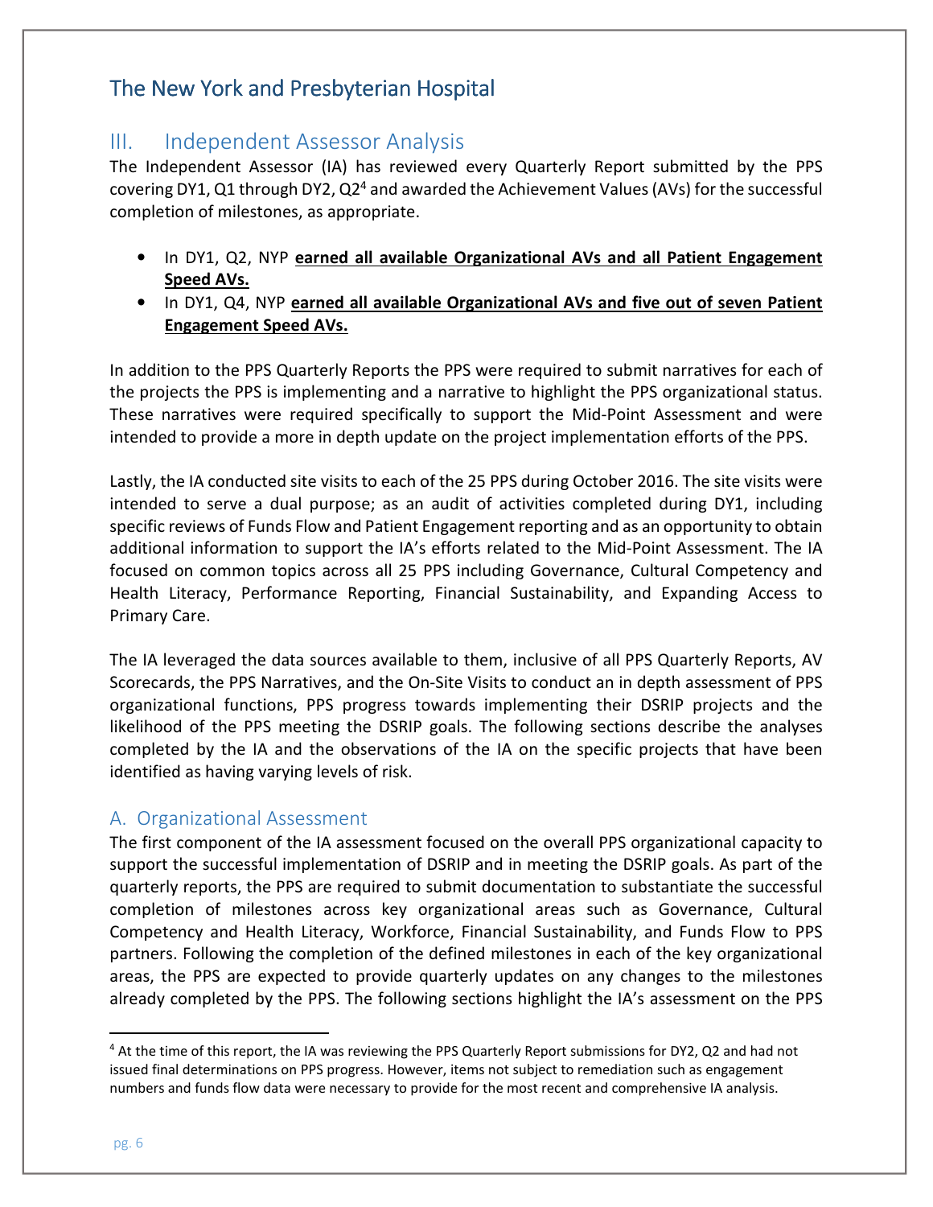## The New York and Presbyterian Hospital

## III. Independent Assessor Analysis

The Independent Assessor (IA) has reviewed every Quarterly Report submitted by the PPS covering DY1, Q1 through DY2, Q2[4] and awarded the Achievement Values (AVs) for the successful completion of milestones, as appropriate.

- In DY1, Q2, NYP **earned all available Organizational AVs and all Patient Engagement Speed AVs.**
- In DY1, Q4, NYP **earned all available Organizational AVs and five out of seven Patient Engagement Speed AVs.**

In addition to the PPS Quarterly Reports the PPS were required to submit narratives for each of the projects the PPS is implementing and a narrative to highlight the PPS organizational status. These narratives were required specifically to support the Mid-Point Assessment and were intended to provide a more in depth update on the project implementation efforts of the PPS.

Lastly, the IA conducted site visits to each of the 25 PPS during October 2016. The site visits were intended to serve a dual purpose; as an audit of activities completed during DY1, including specific reviews of Funds Flow and Patient Engagement reporting and as an opportunity to obtain additional information to support the IA's efforts related to the Mid-Point Assessment. The IA focused on common topics across all 25 PPS including Governance, Cultural Competency and Health Literacy, Performance Reporting, Financial Sustainability, and Expanding Access to Primary Care.

The IA leveraged the data sources available to them, inclusive of all PPS Quarterly Reports, AV Scorecards, the PPS Narratives, and the On-Site Visits to conduct an in depth assessment of PPS organizational functions, PPS progress towards implementing their DSRIP projects and the likelihood of the PPS meeting the DSRIP goals. The following sections describe the analyses completed by the IA and the observations of the IA on the specific projects that have been identified as having varying levels of risk.

### A. Organizational Assessment

The first component of the IA assessment focused on the overall PPS organizational capacity to support the successful implementation of DSRIP and in meeting the DSRIP goals. As part of the quarterly reports, the PPS are required to submit documentation to substantiate the successful completion of milestones across key organizational areas such as Governance, Cultural Competency and Health Literacy, Workforce, Financial Sustainability, and Funds Flow to PPS partners. Following the completion of the defined milestones in each of the key organizational areas, the PPS are expected to provide quarterly updates on any changes to the milestones already completed by the PPS. The following sections highlight the IA's assessment on the PPS

[4] At the time of this report, the IA was reviewing the PPS Quarterly Report submissions for DY2, Q2 and had not issued final determinations on PPS progress. However, items not subject to remediation such as engagement numbers and funds flow data were necessary to provide for the most recent and comprehensive IA analysis.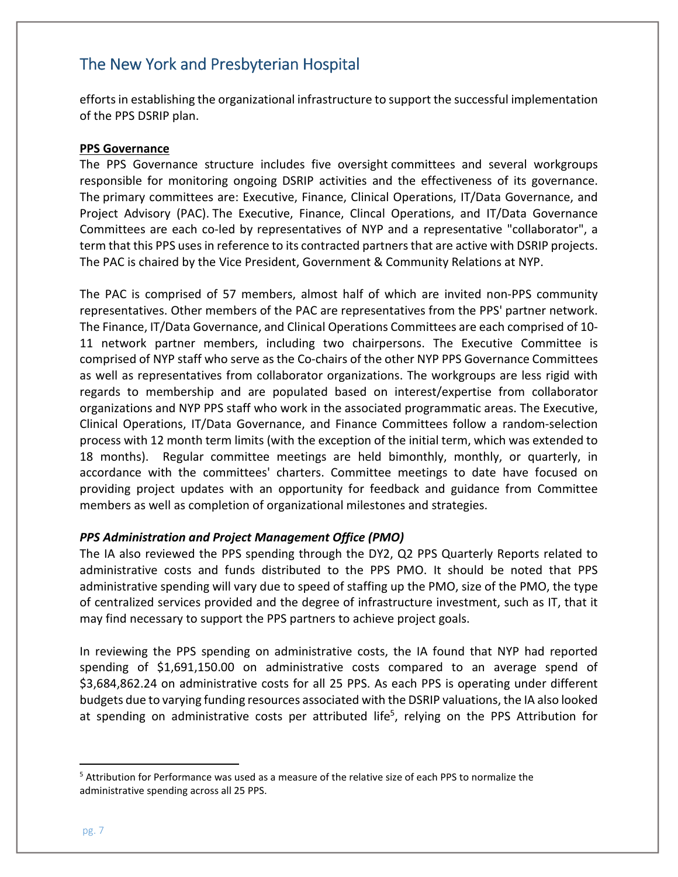efforts in establishing the organizational infrastructure to support the successful implementation of the PPS DSRIP plan.

**PPS Governance**

The PPS Governance structure includes five oversight committees and several workgroups responsible for monitoring ongoing DSRIP activities and the effectiveness of its governance. The primary committees are: Executive, Finance, Clinical Operations, IT/Data Governance, and Project Advisory (PAC). The Executive, Finance, Clincal Operations, and IT/Data Governance Committees are each co-led by representatives of NYP and a representative "collaborator", a term that this PPS uses in reference to its contracted partners that are active with DSRIP projects. The PAC is chaired by the Vice President, Government & Community Relations at NYP.

The PAC is comprised of 57 members, almost half of which are invited non-PPS community representatives. Other members of the PAC are representatives from the PPS' partner network. The Finance, IT/Data Governance, and Clinical Operations Committees are each comprised of 10-11 network partner members, including two chairpersons. The Executive Committee is comprised of NYP staff who serve as the Co-chairs of the other NYP PPS Governance Committees as well as representatives from collaborator organizations. The workgroups are less rigid with regards to membership and are populated based on interest/expertise from collaborator organizations and NYP PPS staff who work in the associated programmatic areas. The Executive, Clinical Operations, IT/Data Governance, and Finance Committees follow a random-selection process with 12 month term limits (with the exception of the initial term, which was extended to 18 months). Regular committee meetings are held bimonthly, monthly, or quarterly, in accordance with the committees' charters. Committee meetings to date have focused on providing project updates with an opportunity for feedback and guidance from Committee members as well as completion of organizational milestones and strategies.

***PPS Administration and Project Management Office (PMO)***

The IA also reviewed the PPS spending through the DY2, Q2 PPS Quarterly Reports related to administrative costs and funds distributed to the PPS PMO. It should be noted that PPS administrative spending will vary due to speed of staffing up the PMO, size of the PMO, the type of centralized services provided and the degree of infrastructure investment, such as IT, that it may find necessary to support the PPS partners to achieve project goals.

In reviewing the PPS spending on administrative costs, the IA found that NYP had reported spending of $1,691,150.00 on administrative costs compared to an average spend of $3,684,862.24 on administrative costs for all 25 PPS. As each PPS is operating under different budgets due to varying funding resources associated with the DSRIP valuations, the IA also looked at spending on administrative costs per attributed life[5], relying on the PPS Attribution for

---

[5] Attribution for Performance was used as a measure of the relative size of each PPS to normalize the administrative spending across all 25 PPS.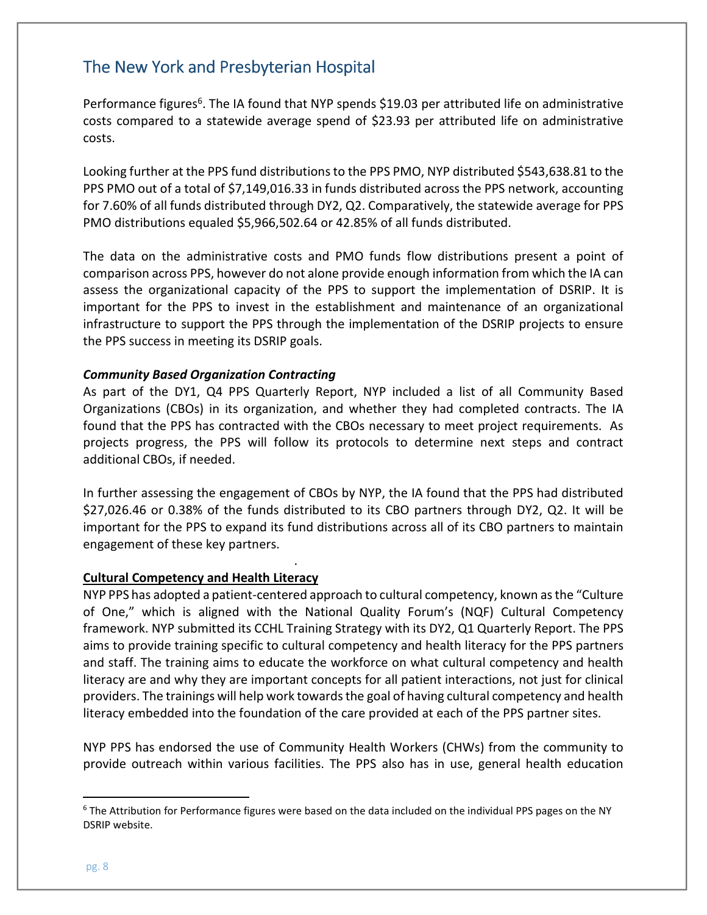## The New York and Presbyterian Hospital

Performance figures[6]. The IA found that NYP spends $19.03 per attributed life on administrative costs compared to a statewide average spend of $23.93 per attributed life on administrative costs.

Looking further at the PPS fund distributions to the PPS PMO, NYP distributed $543,638.81 to the PPS PMO out of a total of $7,149,016.33 in funds distributed across the PPS network, accounting for 7.60% of all funds distributed through DY2, Q2. Comparatively, the statewide average for PPS PMO distributions equaled $5,966,502.64 or 42.85% of all funds distributed.

The data on the administrative costs and PMO funds flow distributions present a point of comparison across PPS, however do not alone provide enough information from which the IA can assess the organizational capacity of the PPS to support the implementation of DSRIP. It is important for the PPS to invest in the establishment and maintenance of an organizational infrastructure to support the PPS through the implementation of the DSRIP projects to ensure the PPS success in meeting its DSRIP goals.

***Community Based Organization Contracting***

As part of the DY1, Q4 PPS Quarterly Report, NYP included a list of all Community Based Organizations (CBOs) in its organization, and whether they had completed contracts. The IA found that the PPS has contracted with the CBOs necessary to meet project requirements. As projects progress, the PPS will follow its protocols to determine next steps and contract additional CBOs, if needed.

In further assessing the engagement of CBOs by NYP, the IA found that the PPS had distributed $27,026.46 or 0.38% of the funds distributed to its CBO partners through DY2, Q2. It will be important for the PPS to expand its fund distributions across all of its CBO partners to maintain engagement of these key partners.

**Cultural Competency and Health Literacy**

NYP PPS has adopted a patient-centered approach to cultural competency, known as the "Culture of One," which is aligned with the National Quality Forum's (NQF) Cultural Competency framework. NYP submitted its CCHL Training Strategy with its DY2, Q1 Quarterly Report. The PPS aims to provide training specific to cultural competency and health literacy for the PPS partners and staff. The training aims to educate the workforce on what cultural competency and health literacy are and why they are important concepts for all patient interactions, not just for clinical providers. The trainings will help work towards the goal of having cultural competency and health literacy embedded into the foundation of the care provided at each of the PPS partner sites.

NYP PPS has endorsed the use of Community Health Workers (CHWs) from the community to provide outreach within various facilities. The PPS also has in use, general health education

[6] The Attribution for Performance figures were based on the data included on the individual PPS pages on the NY DSRIP website.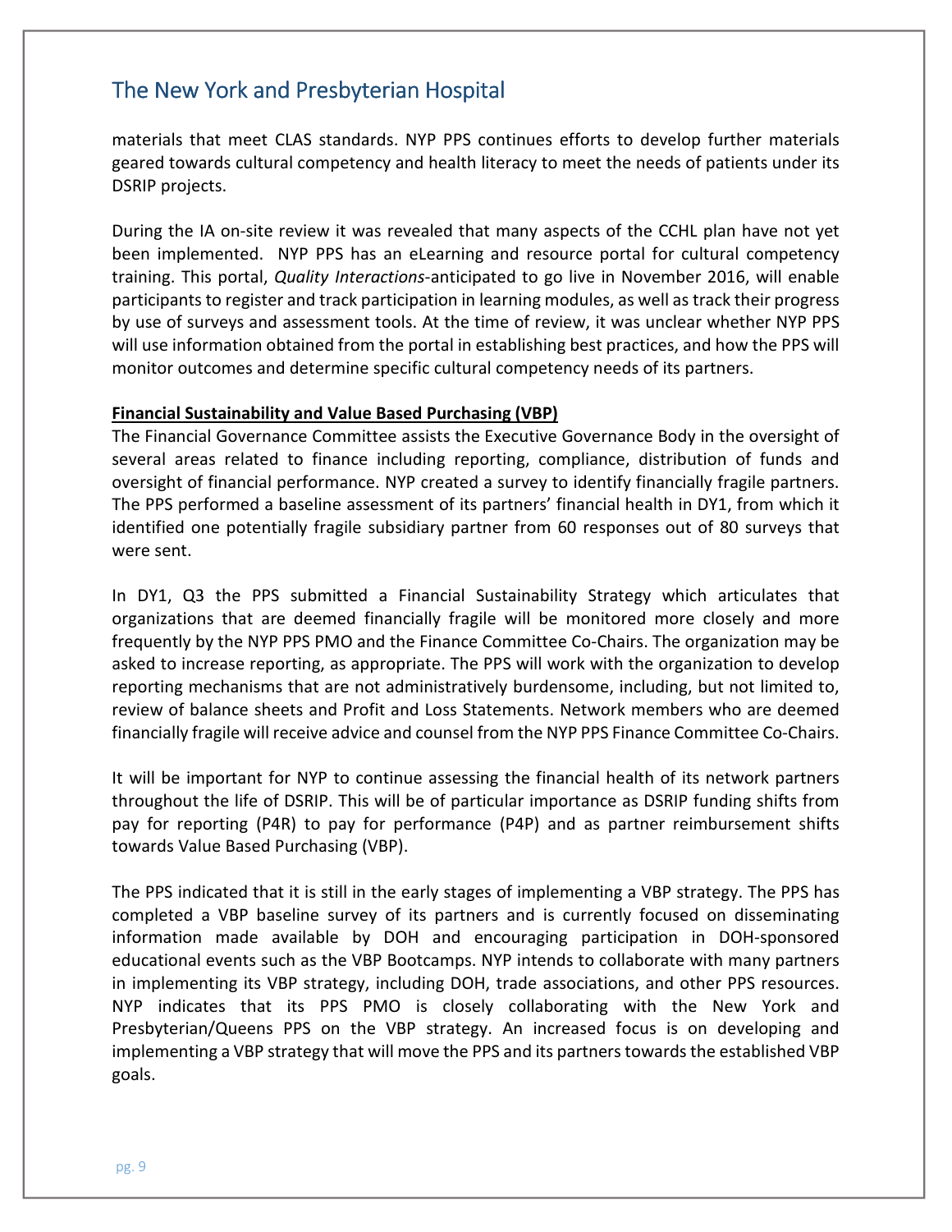materials that meet CLAS standards. NYP PPS continues efforts to develop further materials geared towards cultural competency and health literacy to meet the needs of patients under its DSRIP projects.

During the IA on-site review it was revealed that many aspects of the CCHL plan have not yet been implemented. NYP PPS has an eLearning and resource portal for cultural competency training. This portal, *Quality Interactions*-anticipated to go live in November 2016, will enable participants to register and track participation in learning modules, as well as track their progress by use of surveys and assessment tools. At the time of review, it was unclear whether NYP PPS will use information obtained from the portal in establishing best practices, and how the PPS will monitor outcomes and determine specific cultural competency needs of its partners.

**Financial Sustainability and Value Based Purchasing (VBP)**

The Financial Governance Committee assists the Executive Governance Body in the oversight of several areas related to finance including reporting, compliance, distribution of funds and oversight of financial performance. NYP created a survey to identify financially fragile partners. The PPS performed a baseline assessment of its partners' financial health in DY1, from which it identified one potentially fragile subsidiary partner from 60 responses out of 80 surveys that were sent.

In DY1, Q3 the PPS submitted a Financial Sustainability Strategy which articulates that organizations that are deemed financially fragile will be monitored more closely and more frequently by the NYP PPS PMO and the Finance Committee Co-Chairs. The organization may be asked to increase reporting, as appropriate. The PPS will work with the organization to develop reporting mechanisms that are not administratively burdensome, including, but not limited to, review of balance sheets and Profit and Loss Statements. Network members who are deemed financially fragile will receive advice and counsel from the NYP PPS Finance Committee Co-Chairs.

It will be important for NYP to continue assessing the financial health of its network partners throughout the life of DSRIP. This will be of particular importance as DSRIP funding shifts from pay for reporting (P4R) to pay for performance (P4P) and as partner reimbursement shifts towards Value Based Purchasing (VBP).

The PPS indicated that it is still in the early stages of implementing a VBP strategy. The PPS has completed a VBP baseline survey of its partners and is currently focused on disseminating information made available by DOH and encouraging participation in DOH-sponsored educational events such as the VBP Bootcamps. NYP intends to collaborate with many partners in implementing its VBP strategy, including DOH, trade associations, and other PPS resources. NYP indicates that its PPS PMO is closely collaborating with the New York and Presbyterian/Queens PPS on the VBP strategy. An increased focus is on developing and implementing a VBP strategy that will move the PPS and its partners towards the established VBP goals.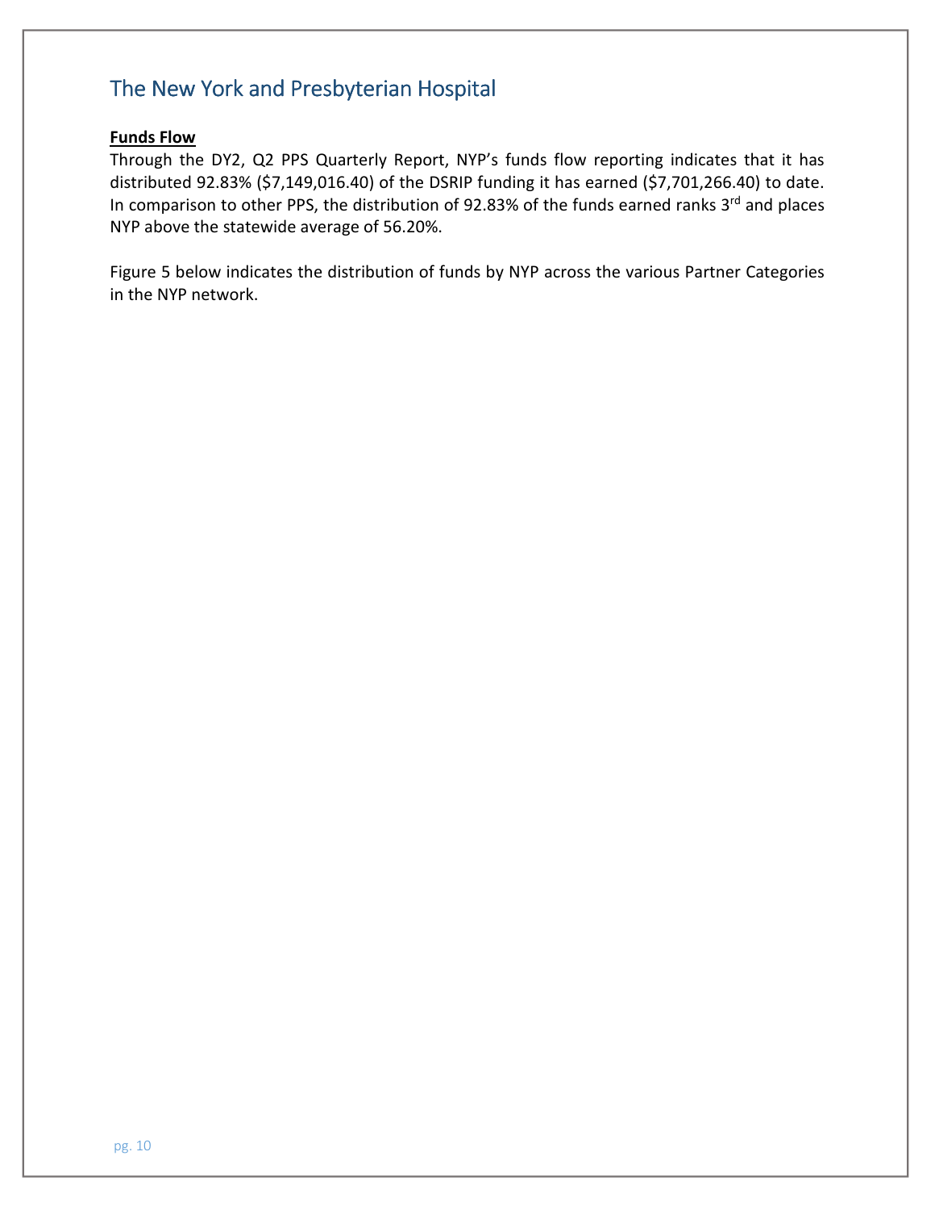# The New York and Presbyterian Hospital

**Funds Flow**

Through the DY2, Q2 PPS Quarterly Report, NYP's funds flow reporting indicates that it has distributed 92.83% ($7,149,016.40) of the DSRIP funding it has earned ($7,701,266.40) to date. In comparison to other PPS, the distribution of 92.83% of the funds earned ranks 3rd and places NYP above the statewide average of 56.20%.

Figure 5 below indicates the distribution of funds by NYP across the various Partner Categories in the NYP network.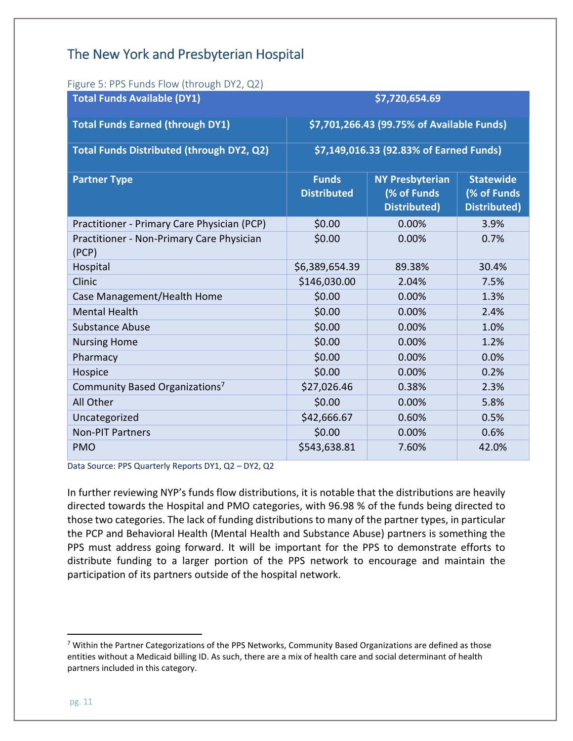## The New York and Presbyterian Hospital

Figure 5: PPS Funds Flow (through DY2, Q2)

| Total Funds Available (DY1) | $7,720,654.69 | | |
|---|---|---|---|
| **Total Funds Earned (through DY1)** | **$7,701,266.43 (99.75% of Available Funds)** | | |
| **Total Funds Distributed (through DY2, Q2)** | **$7,149,016.33 (92.83% of Earned Funds)** | | |
| **Partner Type** | **Funds Distributed** | **NY Presbyterian (% of Funds Distributed)** | **Statewide (% of Funds Distributed)** |
| Practitioner - Primary Care Physician (PCP) | $0.00 | 0.00% | 3.9% |
| Practitioner - Non-Primary Care Physician (PCP) | $0.00 | 0.00% | 0.7% |
| Hospital | $6,389,654.39 | 89.38% | 30.4% |
| Clinic | $146,030.00 | 2.04% | 7.5% |
| Case Management/Health Home | $0.00 | 0.00% | 1.3% |
| Mental Health | $0.00 | 0.00% | 2.4% |
| Substance Abuse | $0.00 | 0.00% | 1.0% |
| Nursing Home | $0.00 | 0.00% | 1.2% |
| Pharmacy | $0.00 | 0.00% | 0.0% |
| Hospice | $0.00 | 0.00% | 0.2% |
| Community Based Organizations[7] | $27,026.46 | 0.38% | 2.3% |
| All Other | $0.00 | 0.00% | 5.8% |
| Uncategorized | $42,666.67 | 0.60% | 0.5% |
| Non-PIT Partners | $0.00 | 0.00% | 0.6% |
| PMO | $543,638.81 | 7.60% | 42.0% |

Data Source: PPS Quarterly Reports DY1, Q2 – DY2, Q2

In further reviewing NYP's funds flow distributions, it is notable that the distributions are heavily directed towards the Hospital and PMO categories, with 96.98 % of the funds being directed to those two categories. The lack of funding distributions to many of the partner types, in particular the PCP and Behavioral Health (Mental Health and Substance Abuse) partners is something the PPS must address going forward. It will be important for the PPS to demonstrate efforts to distribute funding to a larger portion of the PPS network to encourage and maintain the participation of its partners outside of the hospital network.

[7] Within the Partner Categorizations of the PPS Networks, Community Based Organizations are defined as those entities without a Medicaid billing ID. As such, there are a mix of health care and social determinant of health partners included in this category.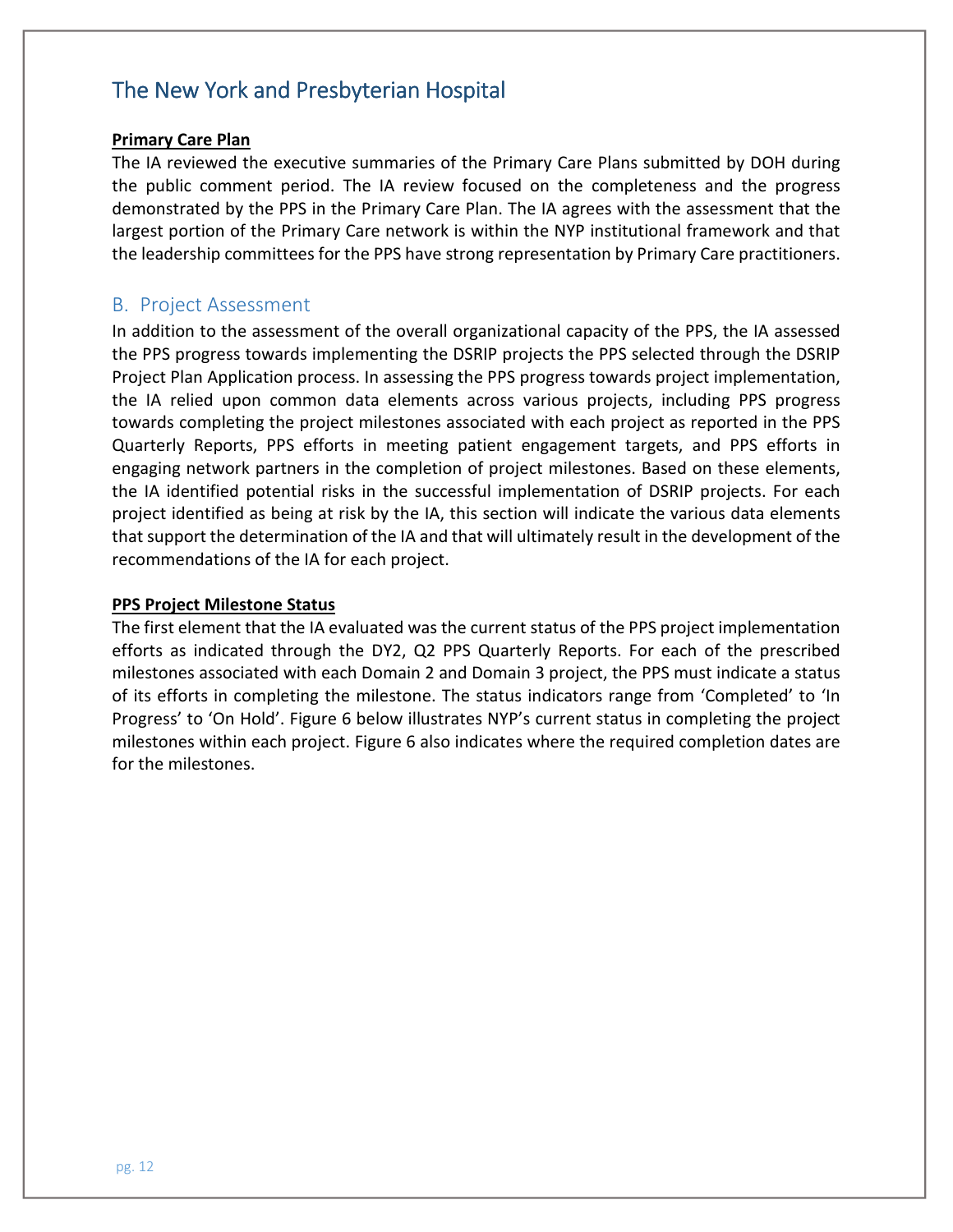## The New York and Presbyterian Hospital

**Primary Care Plan**

The IA reviewed the executive summaries of the Primary Care Plans submitted by DOH during the public comment period. The IA review focused on the completeness and the progress demonstrated by the PPS in the Primary Care Plan. The IA agrees with the assessment that the largest portion of the Primary Care network is within the NYP institutional framework and that the leadership committees for the PPS have strong representation by Primary Care practitioners.

### B. Project Assessment

In addition to the assessment of the overall organizational capacity of the PPS, the IA assessed the PPS progress towards implementing the DSRIP projects the PPS selected through the DSRIP Project Plan Application process. In assessing the PPS progress towards project implementation, the IA relied upon common data elements across various projects, including PPS progress towards completing the project milestones associated with each project as reported in the PPS Quarterly Reports, PPS efforts in meeting patient engagement targets, and PPS efforts in engaging network partners in the completion of project milestones. Based on these elements, the IA identified potential risks in the successful implementation of DSRIP projects. For each project identified as being at risk by the IA, this section will indicate the various data elements that support the determination of the IA and that will ultimately result in the development of the recommendations of the IA for each project.

**PPS Project Milestone Status**

The first element that the IA evaluated was the current status of the PPS project implementation efforts as indicated through the DY2, Q2 PPS Quarterly Reports. For each of the prescribed milestones associated with each Domain 2 and Domain 3 project, the PPS must indicate a status of its efforts in completing the milestone. The status indicators range from 'Completed' to 'In Progress' to 'On Hold'. Figure 6 below illustrates NYP's current status in completing the project milestones within each project. Figure 6 also indicates where the required completion dates are for the milestones.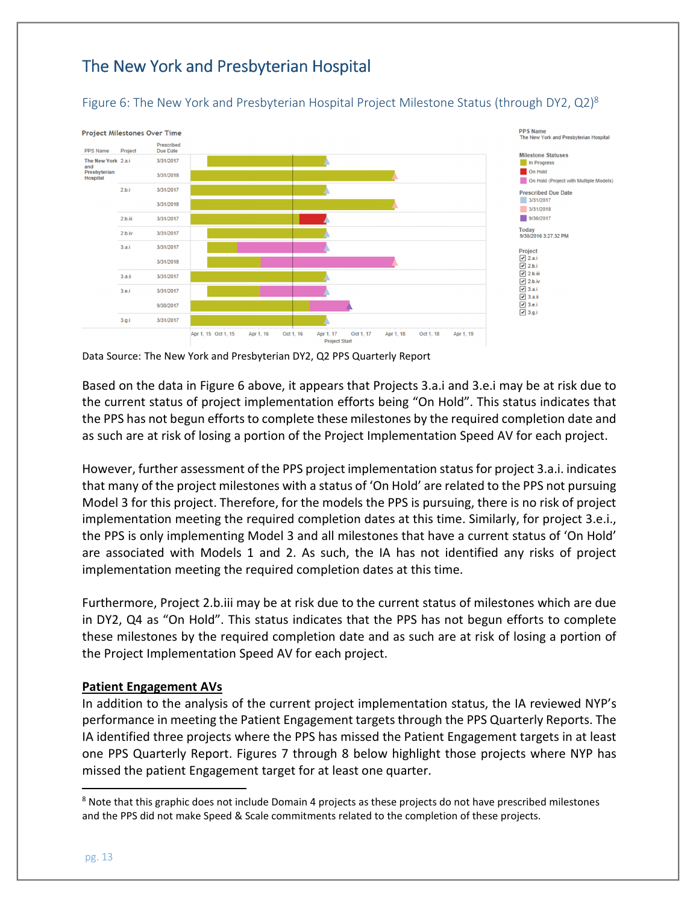## The New York and Presbyterian Hospital

Figure 6: The New York and Presbyterian Hospital Project Milestone Status (through DY2, Q2)[8]

Data Source: The New York and Presbyterian DY2, Q2 PPS Quarterly Report

Based on the data in Figure 6 above, it appears that Projects 3.a.i and 3.e.i may be at risk due to the current status of project implementation efforts being "On Hold". This status indicates that the PPS has not begun efforts to complete these milestones by the required completion date and as such are at risk of losing a portion of the Project Implementation Speed AV for each project.

However, further assessment of the PPS project implementation status for project 3.a.i. indicates that many of the project milestones with a status of 'On Hold' are related to the PPS not pursuing Model 3 for this project. Therefore, for the models the PPS is pursuing, there is no risk of project implementation meeting the required completion dates at this time. Similarly, for project 3.e.i., the PPS is only implementing Model 3 and all milestones that have a current status of 'On Hold' are associated with Models 1 and 2. As such, the IA has not identified any risks of project implementation meeting the required completion dates at this time.

Furthermore, Project 2.b.iii may be at risk due to the current status of milestones which are due in DY2, Q4 as "On Hold". This status indicates that the PPS has not begun efforts to complete these milestones by the required completion date and as such are at risk of losing a portion of the Project Implementation Speed AV for each project.

**Patient Engagement AVs**

In addition to the analysis of the current project implementation status, the IA reviewed NYP's performance in meeting the Patient Engagement targets through the PPS Quarterly Reports. The IA identified three projects where the PPS has missed the Patient Engagement targets in at least one PPS Quarterly Report. Figures 7 through 8 below highlight those projects where NYP has missed the patient Engagement target for at least one quarter.

[8] Note that this graphic does not include Domain 4 projects as these projects do not have prescribed milestones and the PPS did not make Speed & Scale commitments related to the completion of these projects.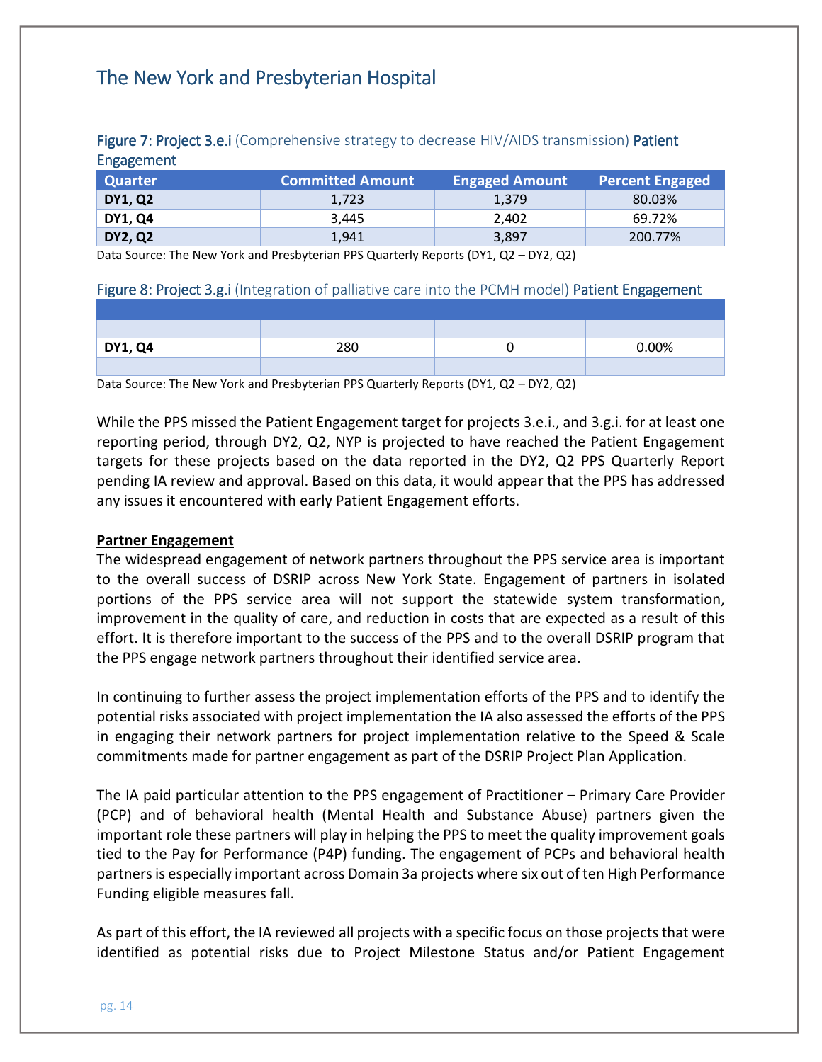# The New York and Presbyterian Hospital

Figure 7: Project 3.e.i (Comprehensive strategy to decrease HIV/AIDS transmission) Patient Engagement

| Quarter | Committed Amount | Engaged Amount | Percent Engaged |
|---|---|---|---|
| DY1, Q2 | 1,723 | 1,379 | 80.03% |
| DY1, Q4 | 3,445 | 2,402 | 69.72% |
| DY2, Q2 | 1,941 | 3,897 | 200.77% |

Data Source: The New York and Presbyterian PPS Quarterly Reports (DY1, Q2 – DY2, Q2)

Figure 8: Project 3.g.i (Integration of palliative care into the PCMH model) Patient Engagement

| | | | |
|---|---|---|---|
| | | | |
| DY1, Q4 | 280 | 0 | 0.00% |
| | | | |

Data Source: The New York and Presbyterian PPS Quarterly Reports (DY1, Q2 – DY2, Q2)

While the PPS missed the Patient Engagement target for projects 3.e.i., and 3.g.i. for at least one reporting period, through DY2, Q2, NYP is projected to have reached the Patient Engagement targets for these projects based on the data reported in the DY2, Q2 PPS Quarterly Report pending IA review and approval. Based on this data, it would appear that the PPS has addressed any issues it encountered with early Patient Engagement efforts.

**Partner Engagement**

The widespread engagement of network partners throughout the PPS service area is important to the overall success of DSRIP across New York State. Engagement of partners in isolated portions of the PPS service area will not support the statewide system transformation, improvement in the quality of care, and reduction in costs that are expected as a result of this effort. It is therefore important to the success of the PPS and to the overall DSRIP program that the PPS engage network partners throughout their identified service area.

In continuing to further assess the project implementation efforts of the PPS and to identify the potential risks associated with project implementation the IA also assessed the efforts of the PPS in engaging their network partners for project implementation relative to the Speed & Scale commitments made for partner engagement as part of the DSRIP Project Plan Application.

The IA paid particular attention to the PPS engagement of Practitioner – Primary Care Provider (PCP) and of behavioral health (Mental Health and Substance Abuse) partners given the important role these partners will play in helping the PPS to meet the quality improvement goals tied to the Pay for Performance (P4P) funding. The engagement of PCPs and behavioral health partners is especially important across Domain 3a projects where six out of ten High Performance Funding eligible measures fall.

As part of this effort, the IA reviewed all projects with a specific focus on those projects that were identified as potential risks due to Project Milestone Status and/or Patient Engagement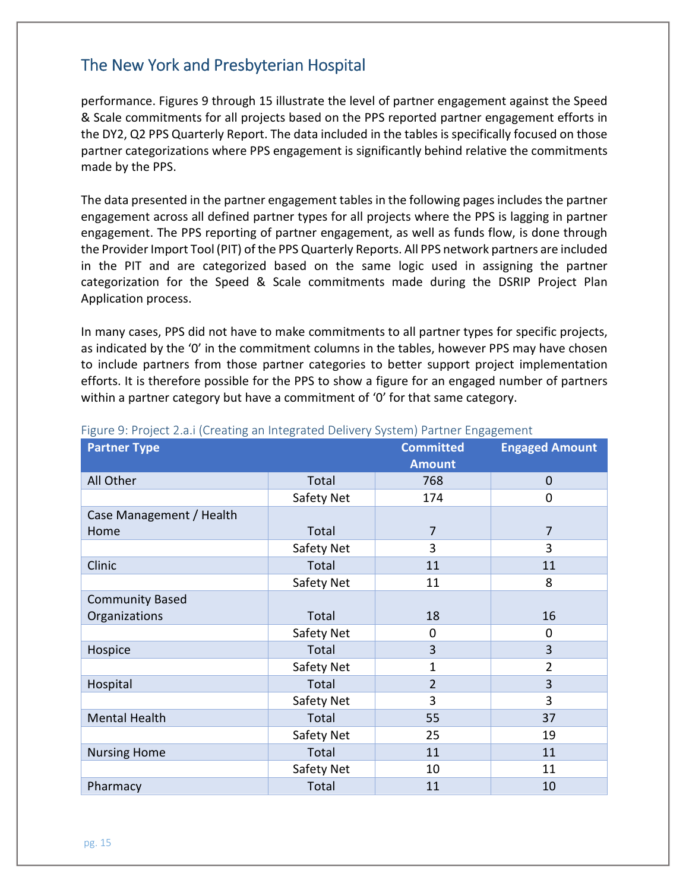performance. Figures 9 through 15 illustrate the level of partner engagement against the Speed & Scale commitments for all projects based on the PPS reported partner engagement efforts in the DY2, Q2 PPS Quarterly Report. The data included in the tables is specifically focused on those partner categorizations where PPS engagement is significantly behind relative the commitments made by the PPS.

The data presented in the partner engagement tables in the following pages includes the partner engagement across all defined partner types for all projects where the PPS is lagging in partner engagement. The PPS reporting of partner engagement, as well as funds flow, is done through the Provider Import Tool (PIT) of the PPS Quarterly Reports. All PPS network partners are included in the PIT and are categorized based on the same logic used in assigning the partner categorization for the Speed & Scale commitments made during the DSRIP Project Plan Application process.

In many cases, PPS did not have to make commitments to all partner types for specific projects, as indicated by the '0' in the commitment columns in the tables, however PPS may have chosen to include partners from those partner categories to better support project implementation efforts. It is therefore possible for the PPS to show a figure for an engaged number of partners within a partner category but have a commitment of '0' for that same category.

Figure 9: Project 2.a.i (Creating an Integrated Delivery System) Partner Engagement

| Partner Type | | Committed Amount | Engaged Amount |
|---|---|---|---|
| All Other | Total | 768 | 0 |
| | Safety Net | 174 | 0 |
| Case Management / Health Home | Total | 7 | 7 |
| | Safety Net | 3 | 3 |
| Clinic | Total | 11 | 11 |
| | Safety Net | 11 | 8 |
| Community Based Organizations | Total | 18 | 16 |
| | Safety Net | 0 | 0 |
| Hospice | Total | 3 | 3 |
| | Safety Net | 1 | 2 |
| Hospital | Total | 2 | 3 |
| | Safety Net | 3 | 3 |
| Mental Health | Total | 55 | 37 |
| | Safety Net | 25 | 19 |
| Nursing Home | Total | 11 | 11 |
| | Safety Net | 10 | 11 |
| Pharmacy | Total | 11 | 10 |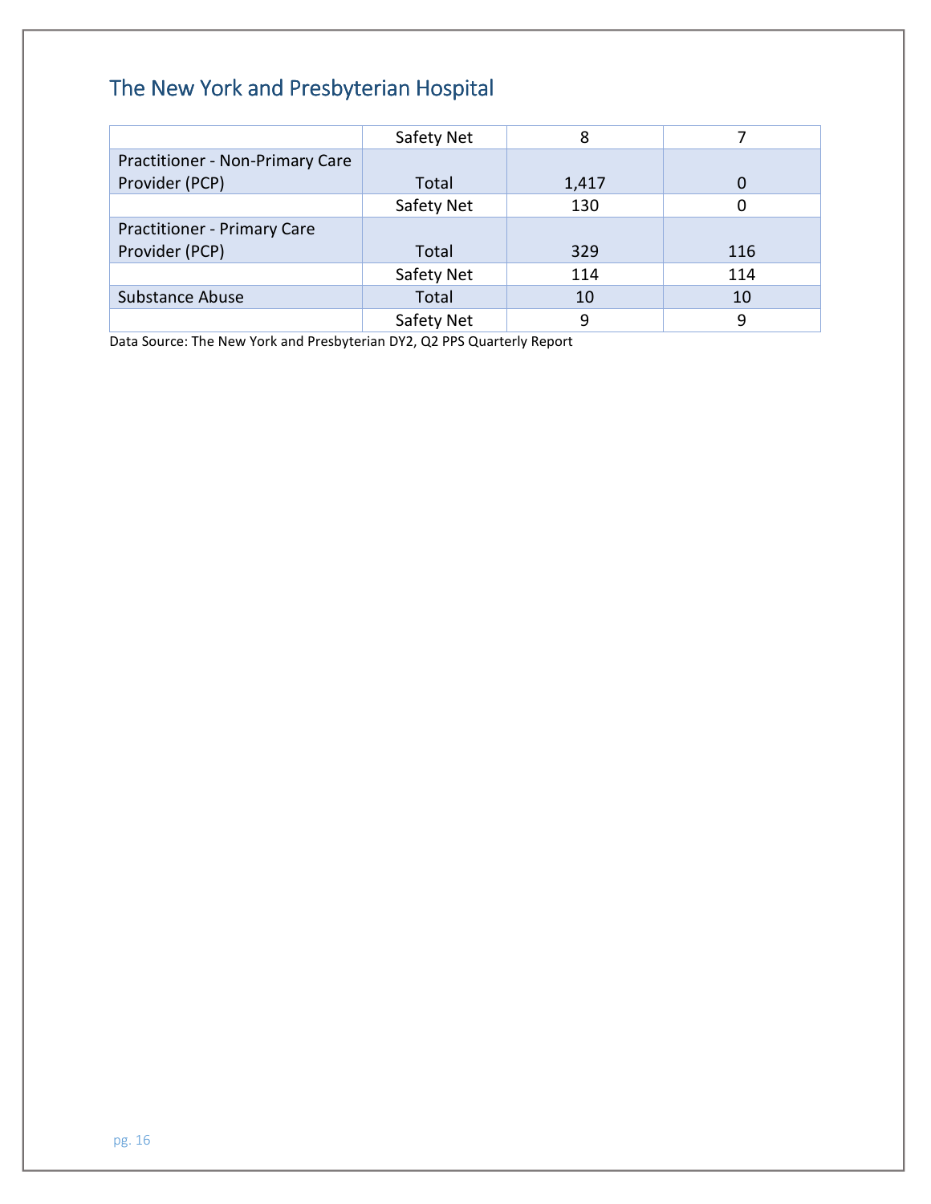## The New York and Presbyterian Hospital

| | | | |
|---|---|---|---|
| | Safety Net | 8 | 7 |
| Practitioner - Non-Primary Care Provider (PCP) | Total | 1,417 | 0 |
| | Safety Net | 130 | 0 |
| Practitioner - Primary Care Provider (PCP) | Total | 329 | 116 |
| | Safety Net | 114 | 114 |
| Substance Abuse | Total | 10 | 10 |
| | Safety Net | 9 | 9 |

Data Source: The New York and Presbyterian DY2, Q2 PPS Quarterly Report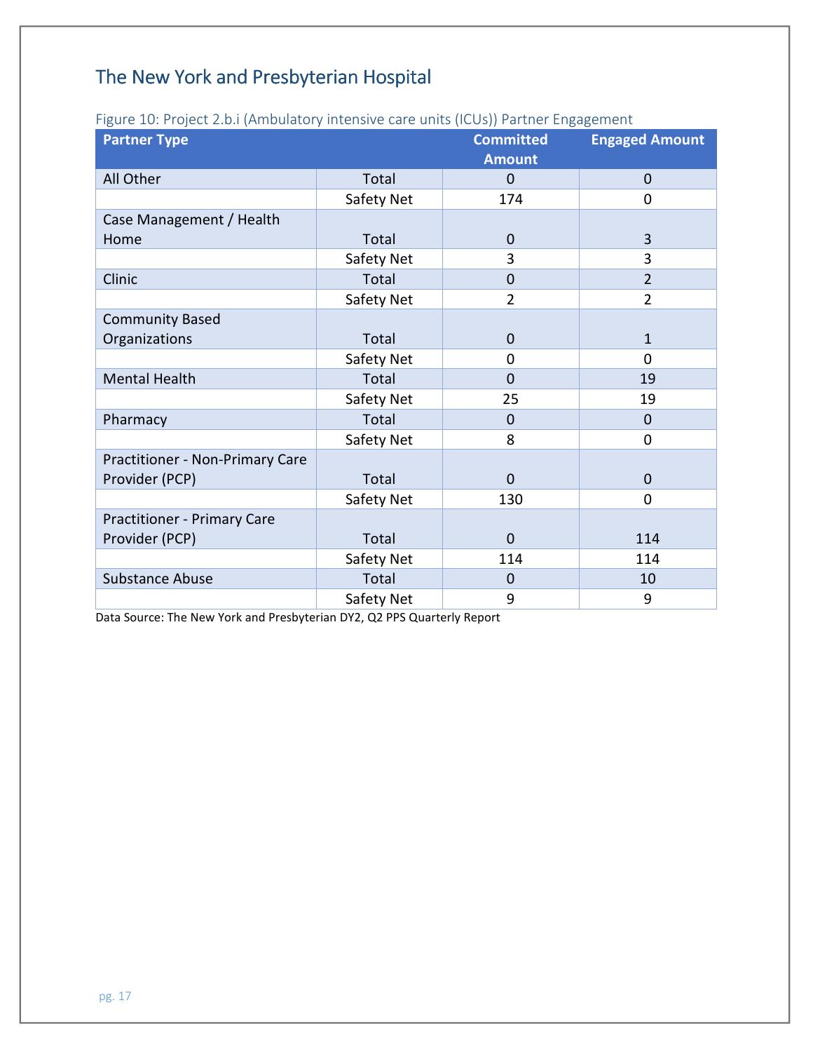## The New York and Presbyterian Hospital

Figure 10: Project 2.b.i (Ambulatory intensive care units (ICUs)) Partner Engagement

| Partner Type | | Committed Amount | Engaged Amount |
|---|---|---|---|
| All Other | Total | 0 | 0 |
| | Safety Net | 174 | 0 |
| Case Management / Health Home | Total | 0 | 3 |
| | Safety Net | 3 | 3 |
| Clinic | Total | 0 | 2 |
| | Safety Net | 2 | 2 |
| Community Based Organizations | Total | 0 | 1 |
| | Safety Net | 0 | 0 |
| Mental Health | Total | 0 | 19 |
| | Safety Net | 25 | 19 |
| Pharmacy | Total | 0 | 0 |
| | Safety Net | 8 | 0 |
| Practitioner - Non-Primary Care Provider (PCP) | Total | 0 | 0 |
| | Safety Net | 130 | 0 |
| Practitioner - Primary Care Provider (PCP) | Total | 0 | 114 |
| | Safety Net | 114 | 114 |
| Substance Abuse | Total | 0 | 10 |
| | Safety Net | 9 | 9 |

Data Source: The New York and Presbyterian DY2, Q2 PPS Quarterly Report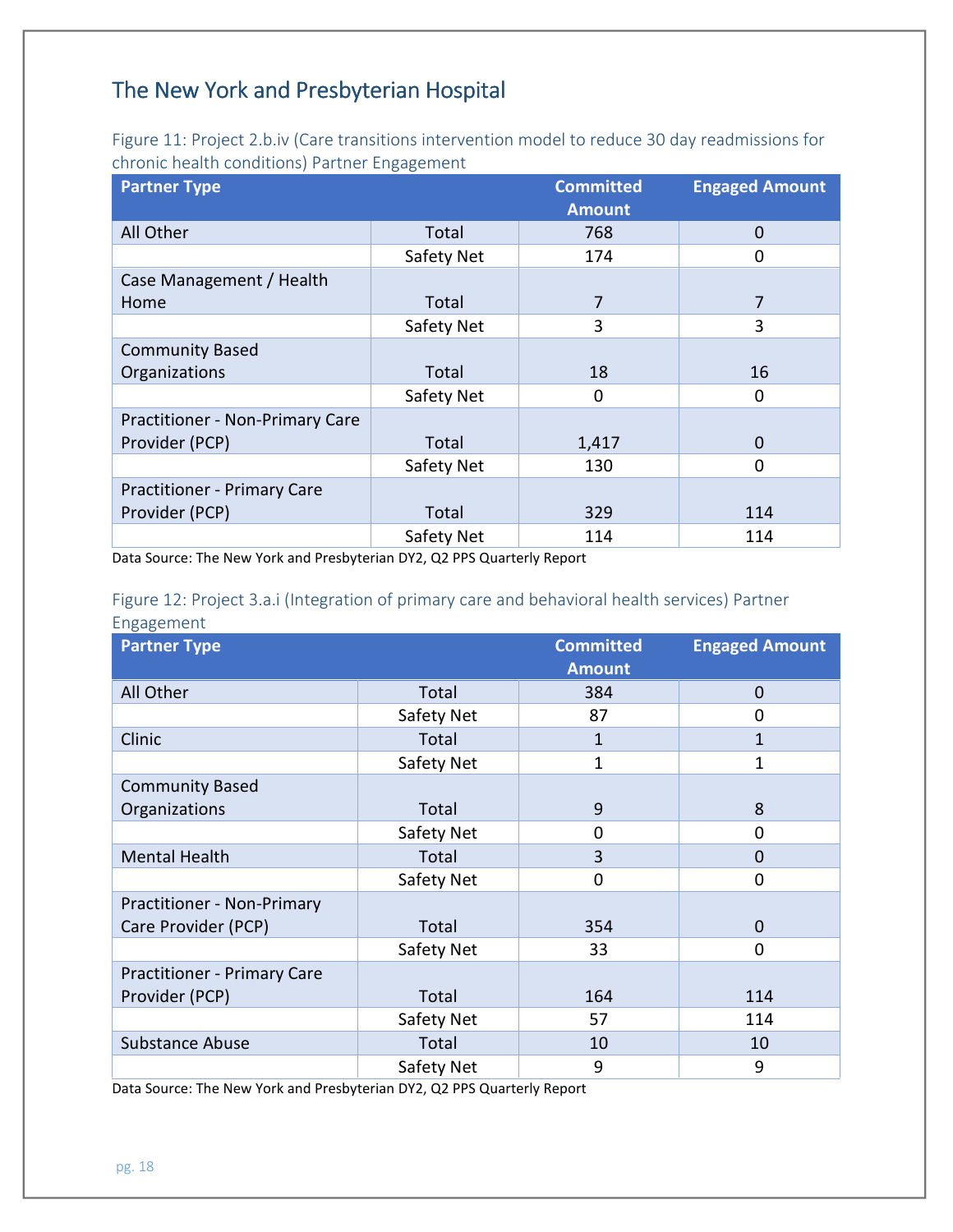## The New York and Presbyterian Hospital

Figure 11: Project 2.b.iv (Care transitions intervention model to reduce 30 day readmissions for chronic health conditions) Partner Engagement

| Partner Type | | Committed Amount | Engaged Amount |
|---|---|---|---|
| All Other | Total | 768 | 0 |
| | Safety Net | 174 | 0 |
| Case Management / Health Home | Total | 7 | 7 |
| | Safety Net | 3 | 3 |
| Community Based Organizations | Total | 18 | 16 |
| | Safety Net | 0 | 0 |
| Practitioner - Non-Primary Care Provider (PCP) | Total | 1,417 | 0 |
| | Safety Net | 130 | 0 |
| Practitioner - Primary Care Provider (PCP) | Total | 329 | 114 |
| | Safety Net | 114 | 114 |

Data Source: The New York and Presbyterian DY2, Q2 PPS Quarterly Report

Figure 12: Project 3.a.i (Integration of primary care and behavioral health services) Partner Engagement

| Partner Type | | Committed Amount | Engaged Amount |
|---|---|---|---|
| All Other | Total | 384 | 0 |
| | Safety Net | 87 | 0 |
| Clinic | Total | 1 | 1 |
| | Safety Net | 1 | 1 |
| Community Based Organizations | Total | 9 | 8 |
| | Safety Net | 0 | 0 |
| Mental Health | Total | 3 | 0 |
| | Safety Net | 0 | 0 |
| Practitioner - Non-Primary Care Provider (PCP) | Total | 354 | 0 |
| | Safety Net | 33 | 0 |
| Practitioner - Primary Care Provider (PCP) | Total | 164 | 114 |
| | Safety Net | 57 | 114 |
| Substance Abuse | Total | 10 | 10 |
| | Safety Net | 9 | 9 |

Data Source: The New York and Presbyterian DY2, Q2 PPS Quarterly Report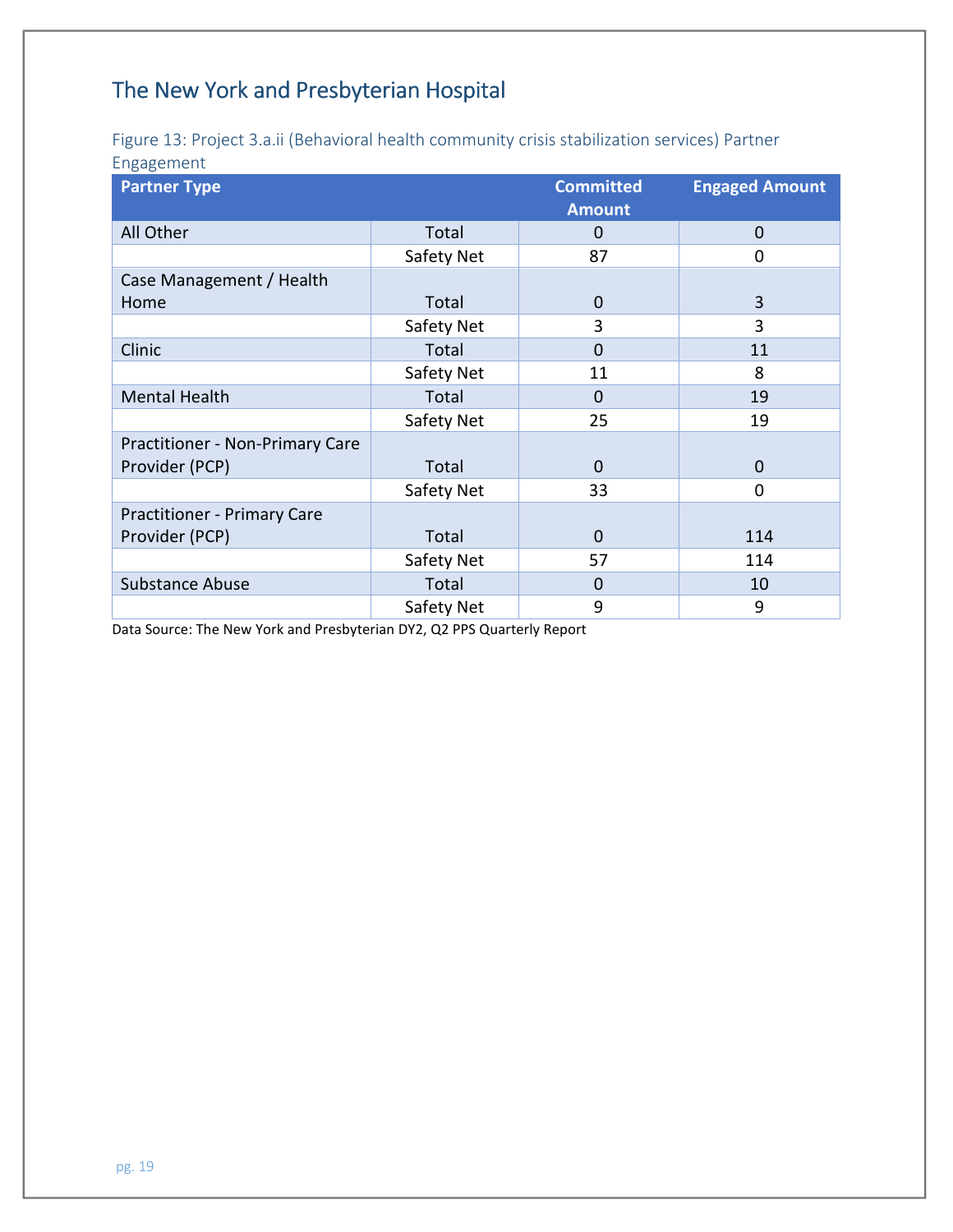## The New York and Presbyterian Hospital

Figure 13: Project 3.a.ii (Behavioral health community crisis stabilization services) Partner Engagement

| Partner Type | | Committed Amount | Engaged Amount |
|---|---|---|---|
| All Other | Total | 0 | 0 |
| | Safety Net | 87 | 0 |
| Case Management / Health Home | Total | 0 | 3 |
| | Safety Net | 3 | 3 |
| Clinic | Total | 0 | 11 |
| | Safety Net | 11 | 8 |
| Mental Health | Total | 0 | 19 |
| | Safety Net | 25 | 19 |
| Practitioner - Non-Primary Care Provider (PCP) | Total | 0 | 0 |
| | Safety Net | 33 | 0 |
| Practitioner - Primary Care Provider (PCP) | Total | 0 | 114 |
| | Safety Net | 57 | 114 |
| Substance Abuse | Total | 0 | 10 |
| | Safety Net | 9 | 9 |

Data Source: The New York and Presbyterian DY2, Q2 PPS Quarterly Report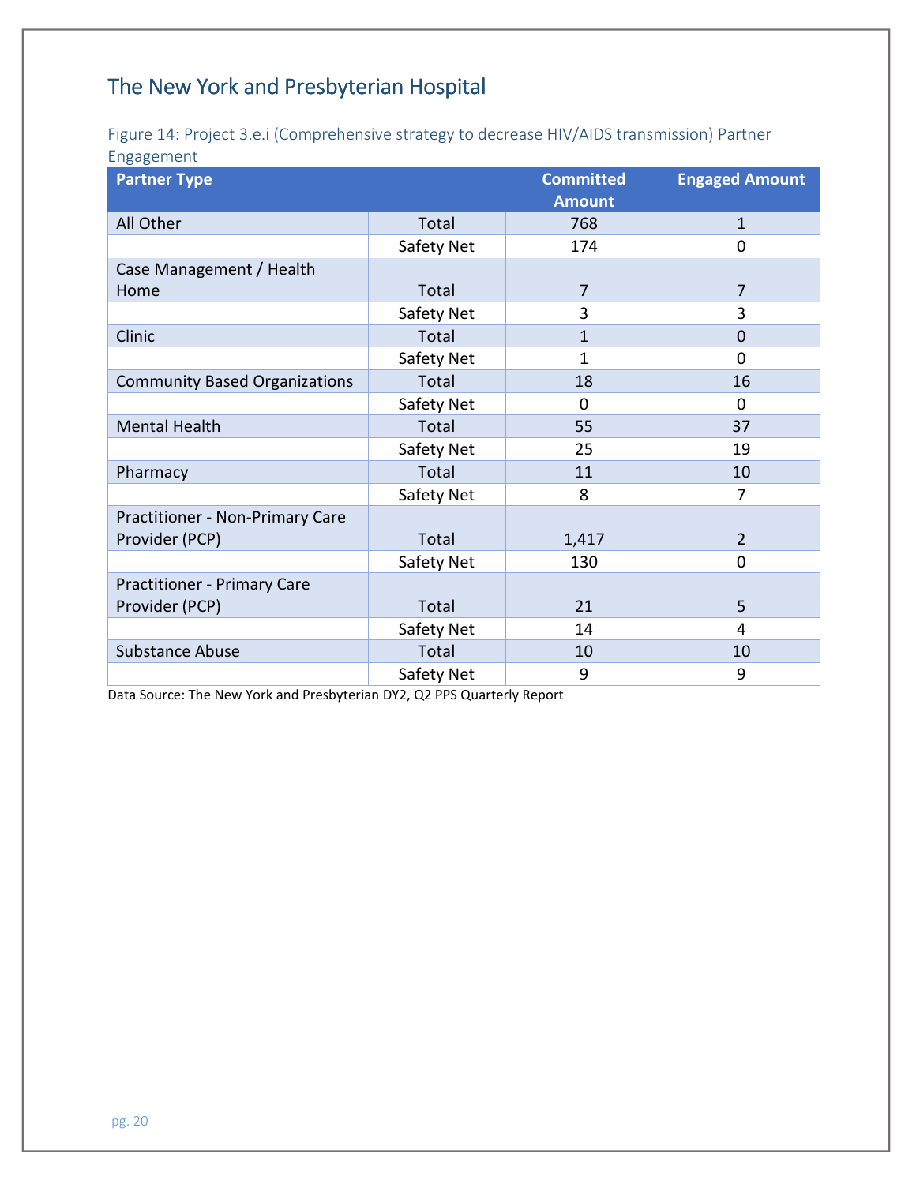## The New York and Presbyterian Hospital

Figure 14: Project 3.e.i (Comprehensive strategy to decrease HIV/AIDS transmission) Partner Engagement

| Partner Type | | Committed Amount | Engaged Amount |
|---|---|---|---|
| All Other | Total | 768 | 1 |
| | Safety Net | 174 | 0 |
| Case Management / Health Home | Total | 7 | 7 |
| | Safety Net | 3 | 3 |
| Clinic | Total | 1 | 0 |
| | Safety Net | 1 | 0 |
| Community Based Organizations | Total | 18 | 16 |
| | Safety Net | 0 | 0 |
| Mental Health | Total | 55 | 37 |
| | Safety Net | 25 | 19 |
| Pharmacy | Total | 11 | 10 |
| | Safety Net | 8 | 7 |
| Practitioner - Non-Primary Care Provider (PCP) | Total | 1,417 | 2 |
| | Safety Net | 130 | 0 |
| Practitioner - Primary Care Provider (PCP) | Total | 21 | 5 |
| | Safety Net | 14 | 4 |
| Substance Abuse | Total | 10 | 10 |
| | Safety Net | 9 | 9 |

Data Source: The New York and Presbyterian DY2, Q2 PPS Quarterly Report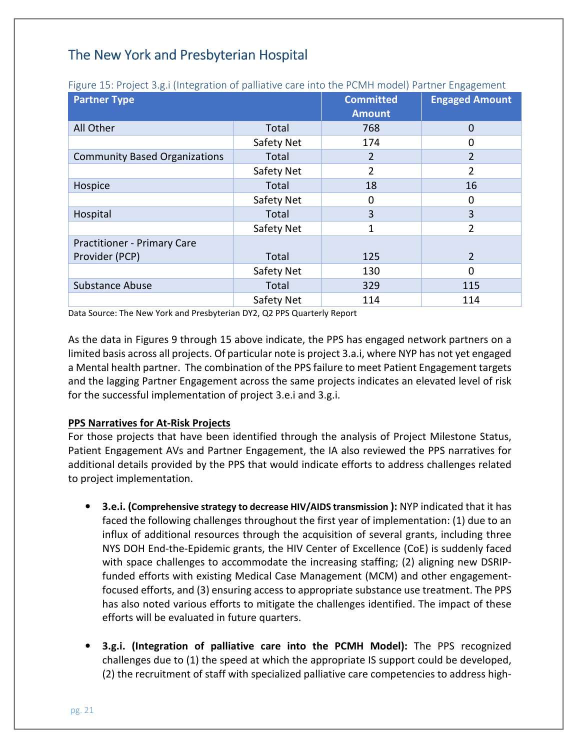## The New York and Presbyterian Hospital

Figure 15: Project 3.g.i (Integration of palliative care into the PCMH model) Partner Engagement

| Partner Type | | Committed Amount | Engaged Amount |
|---|---|---|---|
| All Other | Total | 768 | 0 |
| | Safety Net | 174 | 0 |
| Community Based Organizations | Total | 2 | 2 |
| | Safety Net | 2 | 2 |
| Hospice | Total | 18 | 16 |
| | Safety Net | 0 | 0 |
| Hospital | Total | 3 | 3 |
| | Safety Net | 1 | 2 |
| Practitioner - Primary Care Provider (PCP) | Total | 125 | 2 |
| | Safety Net | 130 | 0 |
| Substance Abuse | Total | 329 | 115 |
| | Safety Net | 114 | 114 |

Data Source: The New York and Presbyterian DY2, Q2 PPS Quarterly Report

As the data in Figures 9 through 15 above indicate, the PPS has engaged network partners on a limited basis across all projects. Of particular note is project 3.a.i, where NYP has not yet engaged a Mental health partner. The combination of the PPS failure to meet Patient Engagement targets and the lagging Partner Engagement across the same projects indicates an elevated level of risk for the successful implementation of project 3.e.i and 3.g.i.

**PPS Narratives for At-Risk Projects**

For those projects that have been identified through the analysis of Project Milestone Status, Patient Engagement AVs and Partner Engagement, the IA also reviewed the PPS narratives for additional details provided by the PPS that would indicate efforts to address challenges related to project implementation.

- **3.e.i. (Comprehensive strategy to decrease HIV/AIDS transmission ):** NYP indicated that it has faced the following challenges throughout the first year of implementation: (1) due to an influx of additional resources through the acquisition of several grants, including three NYS DOH End-the-Epidemic grants, the HIV Center of Excellence (CoE) is suddenly faced with space challenges to accommodate the increasing staffing; (2) aligning new DSRIP-funded efforts with existing Medical Case Management (MCM) and other engagement-focused efforts, and (3) ensuring access to appropriate substance use treatment. The PPS has also noted various efforts to mitigate the challenges identified. The impact of these efforts will be evaluated in future quarters.
- **3.g.i. (Integration of palliative care into the PCMH Model):** The PPS recognized challenges due to (1) the speed at which the appropriate IS support could be developed, (2) the recruitment of staff with specialized palliative care competencies to address high-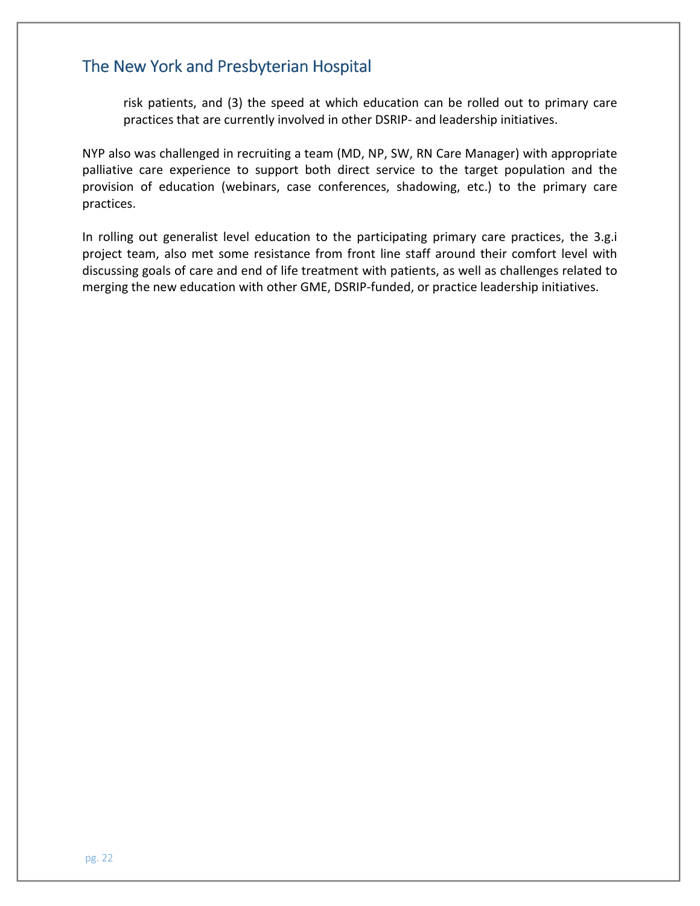risk patients, and (3) the speed at which education can be rolled out to primary care practices that are currently involved in other DSRIP- and leadership initiatives.

NYP also was challenged in recruiting a team (MD, NP, SW, RN Care Manager) with appropriate palliative care experience to support both direct service to the target population and the provision of education (webinars, case conferences, shadowing, etc.) to the primary care practices.

In rolling out generalist level education to the participating primary care practices, the 3.g.i project team, also met some resistance from front line staff around their comfort level with discussing goals of care and end of life treatment with patients, as well as challenges related to merging the new education with other GME, DSRIP-funded, or practice leadership initiatives.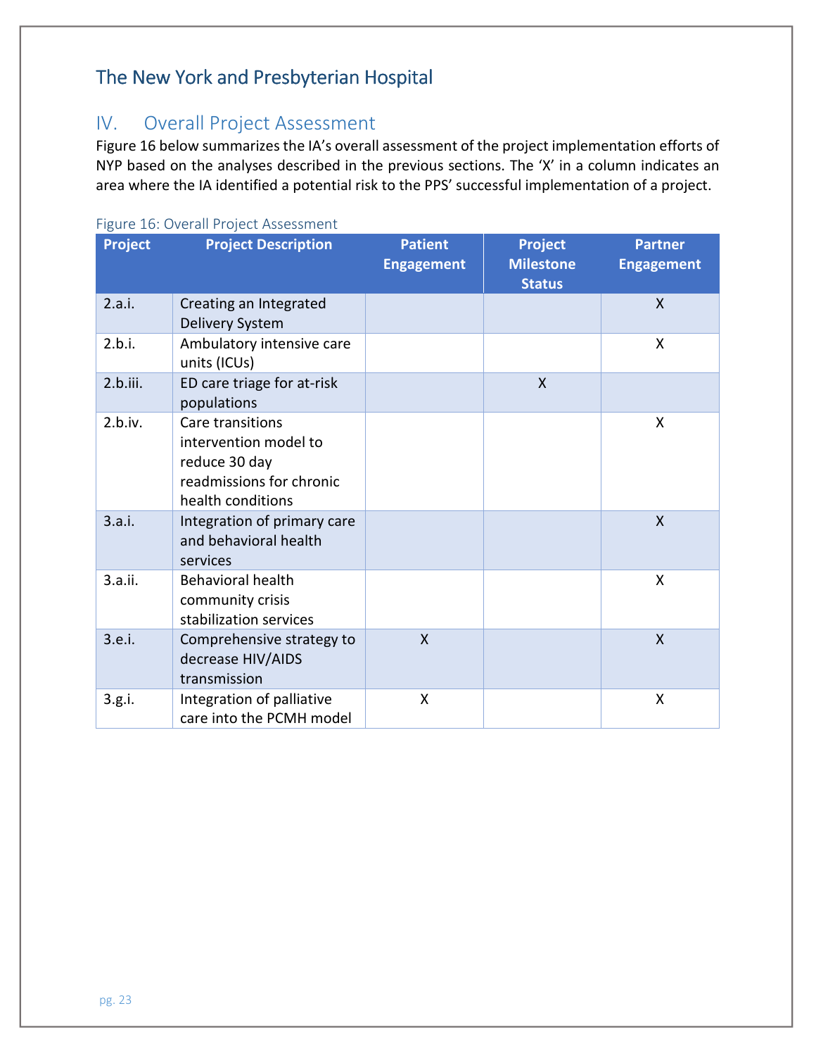# The New York and Presbyterian Hospital

## IV. Overall Project Assessment

Figure 16 below summarizes the IA's overall assessment of the project implementation efforts of NYP based on the analyses described in the previous sections. The 'X' in a column indicates an area where the IA identified a potential risk to the PPS' successful implementation of a project.

Figure 16: Overall Project Assessment

| Project | Project Description | Patient Engagement | Project Milestone Status | Partner Engagement |
|---|---|---|---|---|
| 2.a.i. | Creating an Integrated Delivery System | | | X |
| 2.b.i. | Ambulatory intensive care units (ICUs) | | | X |
| 2.b.iii. | ED care triage for at-risk populations | | X | |
| 2.b.iv. | Care transitions intervention model to reduce 30 day readmissions for chronic health conditions | | | X |
| 3.a.i. | Integration of primary care and behavioral health services | | | X |
| 3.a.ii. | Behavioral health community crisis stabilization services | | | X |
| 3.e.i. | Comprehensive strategy to decrease HIV/AIDS transmission | X | | X |
| 3.g.i. | Integration of palliative care into the PCMH model | X | | X |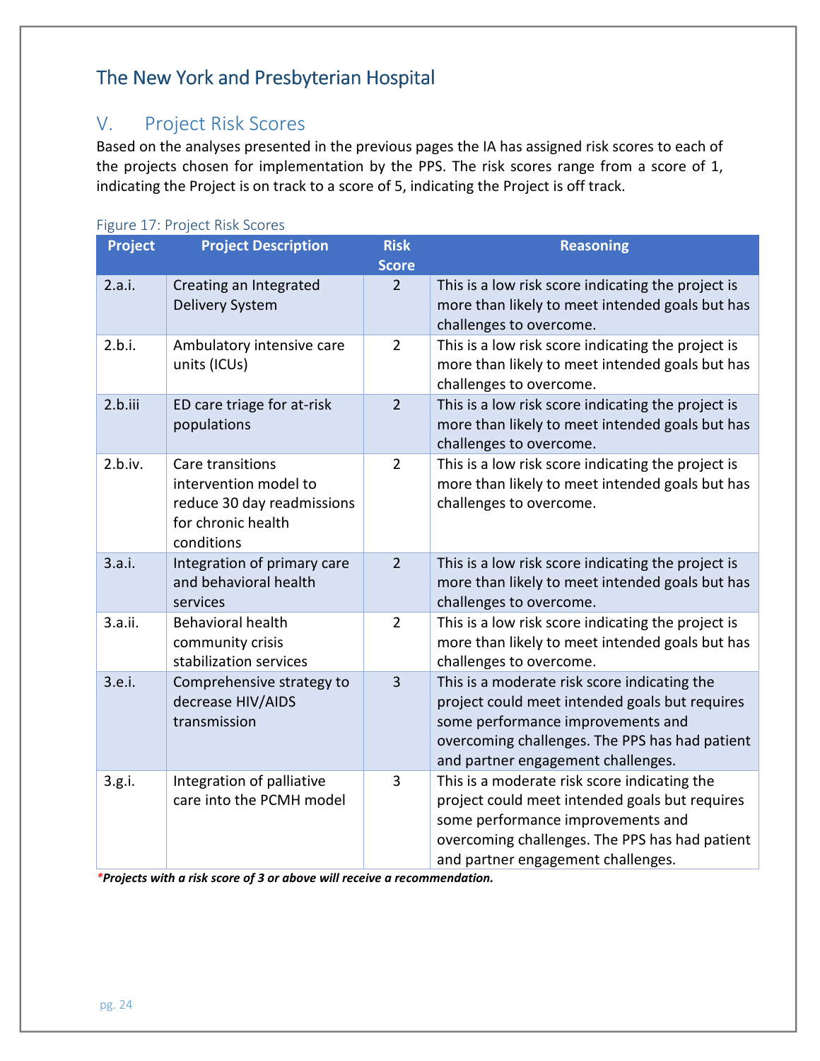# The New York and Presbyterian Hospital

## V. Project Risk Scores

Based on the analyses presented in the previous pages the IA has assigned risk scores to each of the projects chosen for implementation by the PPS. The risk scores range from a score of 1, indicating the Project is on track to a score of 5, indicating the Project is off track.

Figure 17: Project Risk Scores

| Project | Project Description | Risk Score | Reasoning |
|---|---|---|---|
| 2.a.i. | Creating an Integrated Delivery System | 2 | This is a low risk score indicating the project is more than likely to meet intended goals but has challenges to overcome. |
| 2.b.i. | Ambulatory intensive care units (ICUs) | 2 | This is a low risk score indicating the project is more than likely to meet intended goals but has challenges to overcome. |
| 2.b.iii | ED care triage for at-risk populations | 2 | This is a low risk score indicating the project is more than likely to meet intended goals but has challenges to overcome. |
| 2.b.iv. | Care transitions intervention model to reduce 30 day readmissions for chronic health conditions | 2 | This is a low risk score indicating the project is more than likely to meet intended goals but has challenges to overcome. |
| 3.a.i. | Integration of primary care and behavioral health services | 2 | This is a low risk score indicating the project is more than likely to meet intended goals but has challenges to overcome. |
| 3.a.ii. | Behavioral health community crisis stabilization services | 2 | This is a low risk score indicating the project is more than likely to meet intended goals but has challenges to overcome. |
| 3.e.i. | Comprehensive strategy to decrease HIV/AIDS transmission | 3 | This is a moderate risk score indicating the project could meet intended goals but requires some performance improvements and overcoming challenges. The PPS has had patient and partner engagement challenges. |
| 3.g.i. | Integration of palliative care into the PCMH model | 3 | This is a moderate risk score indicating the project could meet intended goals but requires some performance improvements and overcoming challenges. The PPS has had patient and partner engagement challenges. |

***Projects with a risk score of 3 or above will receive a recommendation.***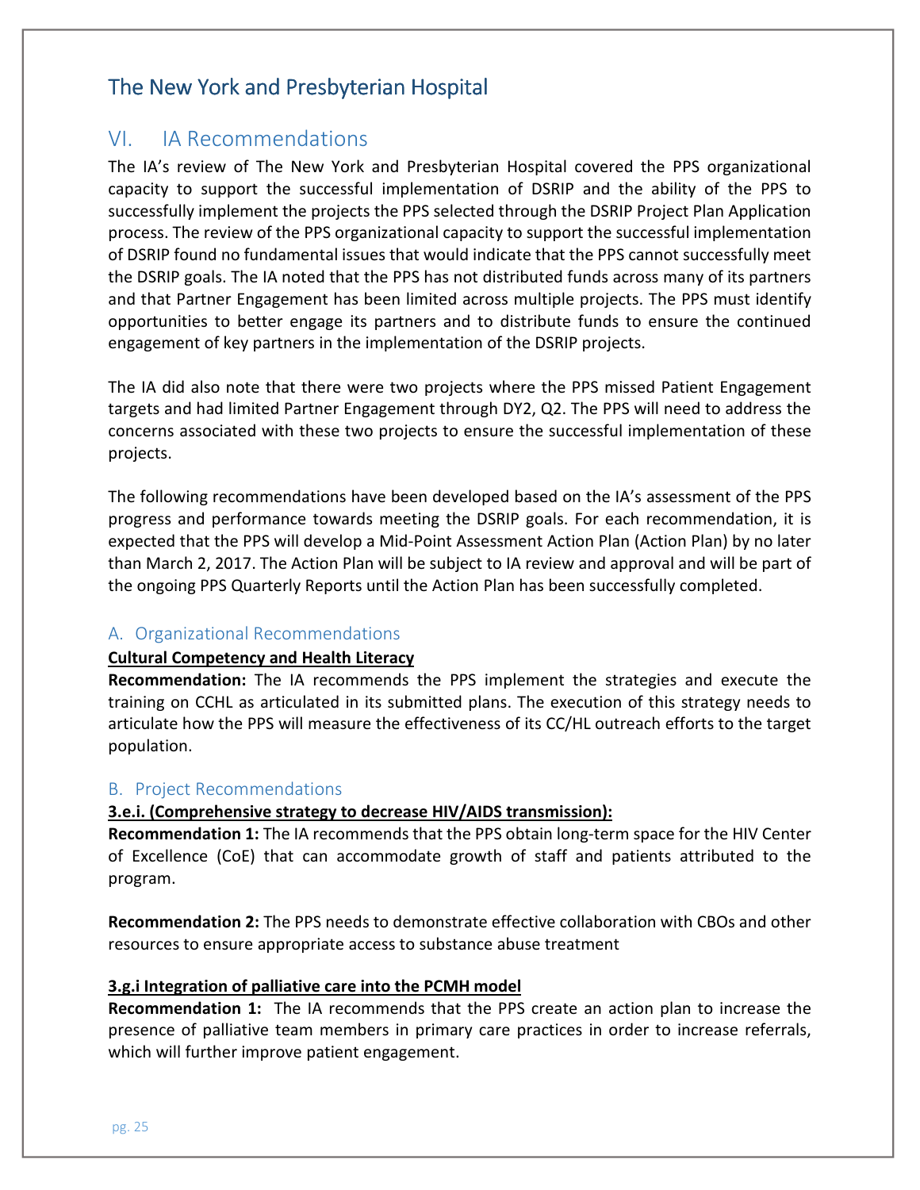# The New York and Presbyterian Hospital

## VI. IA Recommendations

The IA's review of The New York and Presbyterian Hospital covered the PPS organizational capacity to support the successful implementation of DSRIP and the ability of the PPS to successfully implement the projects the PPS selected through the DSRIP Project Plan Application process. The review of the PPS organizational capacity to support the successful implementation of DSRIP found no fundamental issues that would indicate that the PPS cannot successfully meet the DSRIP goals. The IA noted that the PPS has not distributed funds across many of its partners and that Partner Engagement has been limited across multiple projects. The PPS must identify opportunities to better engage its partners and to distribute funds to ensure the continued engagement of key partners in the implementation of the DSRIP projects.

The IA did also note that there were two projects where the PPS missed Patient Engagement targets and had limited Partner Engagement through DY2, Q2. The PPS will need to address the concerns associated with these two projects to ensure the successful implementation of these projects.

The following recommendations have been developed based on the IA's assessment of the PPS progress and performance towards meeting the DSRIP goals. For each recommendation, it is expected that the PPS will develop a Mid-Point Assessment Action Plan (Action Plan) by no later than March 2, 2017. The Action Plan will be subject to IA review and approval and will be part of the ongoing PPS Quarterly Reports until the Action Plan has been successfully completed.

### A. Organizational Recommendations

**Cultural Competency and Health Literacy**

**Recommendation:** The IA recommends the PPS implement the strategies and execute the training on CCHL as articulated in its submitted plans. The execution of this strategy needs to articulate how the PPS will measure the effectiveness of its CC/HL outreach efforts to the target population.

### B. Project Recommendations

**3.e.i. (Comprehensive strategy to decrease HIV/AIDS transmission):**

**Recommendation 1:** The IA recommends that the PPS obtain long-term space for the HIV Center of Excellence (CoE) that can accommodate growth of staff and patients attributed to the program.

**Recommendation 2:** The PPS needs to demonstrate effective collaboration with CBOs and other resources to ensure appropriate access to substance abuse treatment

**3.g.i Integration of palliative care into the PCMH model**

**Recommendation 1:** The IA recommends that the PPS create an action plan to increase the presence of palliative team members in primary care practices in order to increase referrals, which will further improve patient engagement.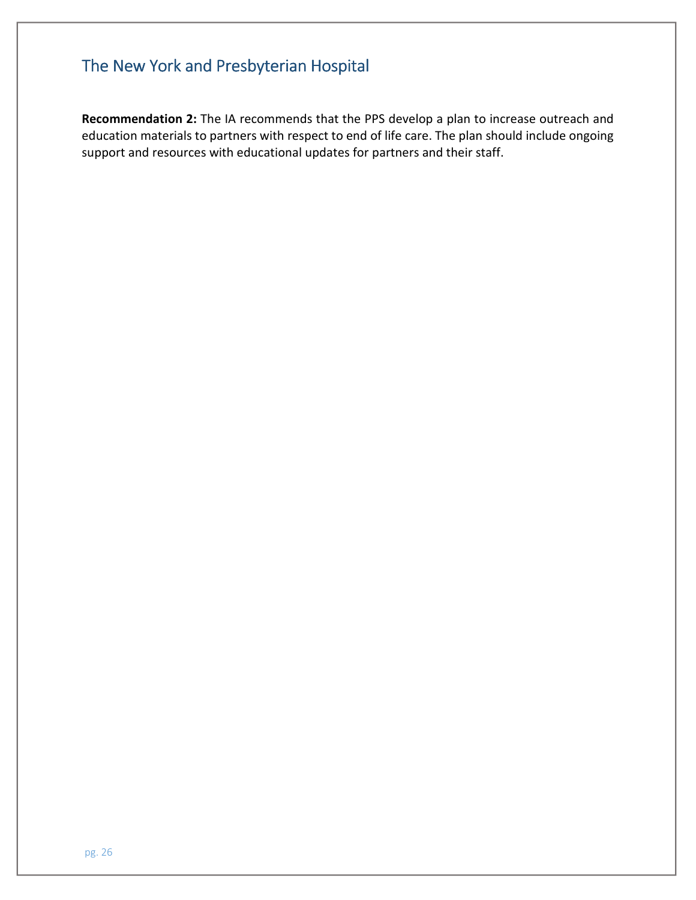## The New York and Presbyterian Hospital

**Recommendation 2:** The IA recommends that the PPS develop a plan to increase outreach and education materials to partners with respect to end of life care. The plan should include ongoing support and resources with educational updates for partners and their staff.